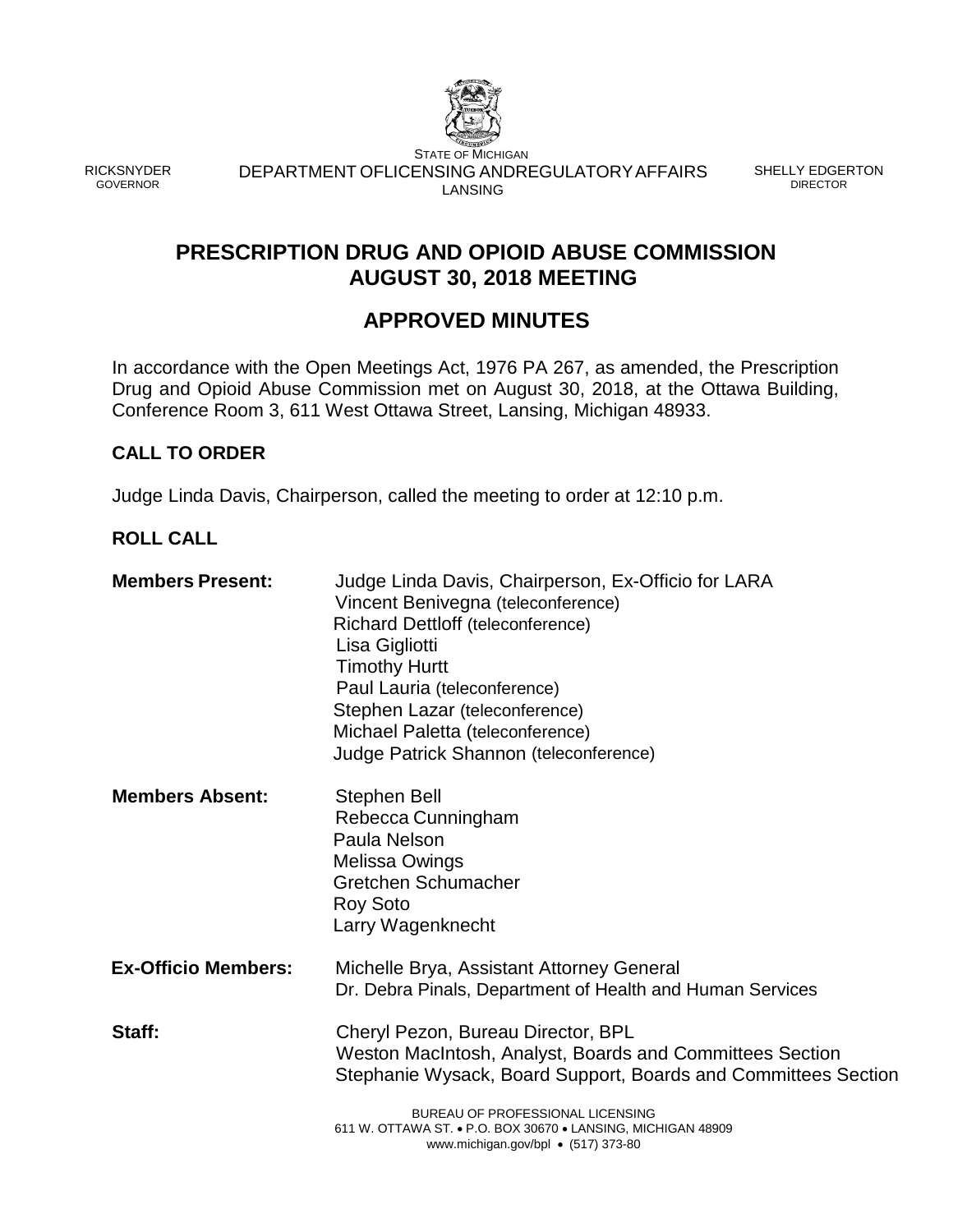STATE OF MICHIGAN

RICKSNYDER
GOVERNOR

DEPARTMENT OFLICENSING ANDREGULATORYAFFAIRS
LANSING

SHELLY EDGERTON
DIRECTOR

# PRESCRIPTION DRUG AND OPIOID ABUSE COMMISSION AUGUST 30, 2018 MEETING

# APPROVED MINUTES

In accordance with the Open Meetings Act, 1976 PA 267, as amended, the Prescription Drug and Opioid Abuse Commission met on August 30, 2018, at the Ottawa Building, Conference Room 3, 611 West Ottawa Street, Lansing, Michigan 48933.

## CALL TO ORDER

Judge Linda Davis, Chairperson, called the meeting to order at 12:10 p.m.

## ROLL CALL

**Members Present:**
Judge Linda Davis, Chairperson, Ex-Officio for LARA
Vincent Benivegna (teleconference)
Richard Dettloff (teleconference)
Lisa Gigliotti
Timothy Hurtt
Paul Lauria (teleconference)
Stephen Lazar (teleconference)
Michael Paletta (teleconference)
Judge Patrick Shannon (teleconference)

**Members Absent:**
Stephen Bell
Rebecca Cunningham
Paula Nelson
Melissa Owings
Gretchen Schumacher
Roy Soto
Larry Wagenknecht

**Ex-Officio Members:**
Michelle Brya, Assistant Attorney General
Dr. Debra Pinals, Department of Health and Human Services

**Staff:**
Cheryl Pezon, Bureau Director, BPL
Weston MacIntosh, Analyst, Boards and Committees Section
Stephanie Wysack, Board Support, Boards and Committees Section

BUREAU OF PROFESSIONAL LICENSING
611 W. OTTAWA ST. • P.O. BOX 30670 • LANSING, MICHIGAN 48909
www.michigan.gov/bpl • (517) 373-80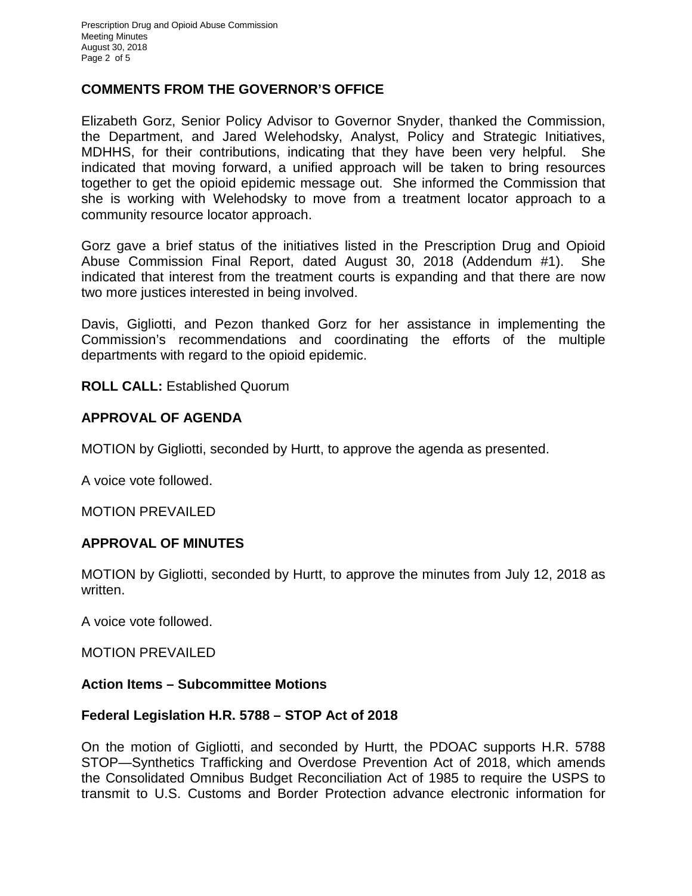## COMMENTS FROM THE GOVERNOR'S OFFICE

Elizabeth Gorz, Senior Policy Advisor to Governor Snyder, thanked the Commission, the Department, and Jared Welehodsky, Analyst, Policy and Strategic Initiatives, MDHHS, for their contributions, indicating that they have been very helpful. She indicated that moving forward, a unified approach will be taken to bring resources together to get the opioid epidemic message out. She informed the Commission that she is working with Welehodsky to move from a treatment locator approach to a community resource locator approach.

Gorz gave a brief status of the initiatives listed in the Prescription Drug and Opioid Abuse Commission Final Report, dated August 30, 2018 (Addendum #1). She indicated that interest from the treatment courts is expanding and that there are now two more justices interested in being involved.

Davis, Gigliotti, and Pezon thanked Gorz for her assistance in implementing the Commission's recommendations and coordinating the efforts of the multiple departments with regard to the opioid epidemic.

**ROLL CALL:** Established Quorum

## APPROVAL OF AGENDA

MOTION by Gigliotti, seconded by Hurtt, to approve the agenda as presented.

A voice vote followed.

MOTION PREVAILED

## APPROVAL OF MINUTES

MOTION by Gigliotti, seconded by Hurtt, to approve the minutes from July 12, 2018 as written.

A voice vote followed.

MOTION PREVAILED

### Action Items – Subcommittee Motions

### Federal Legislation H.R. 5788 – STOP Act of 2018

On the motion of Gigliotti, and seconded by Hurtt, the PDOAC supports H.R. 5788 STOP—Synthetics Trafficking and Overdose Prevention Act of 2018, which amends the Consolidated Omnibus Budget Reconciliation Act of 1985 to require the USPS to transmit to U.S. Customs and Border Protection advance electronic information for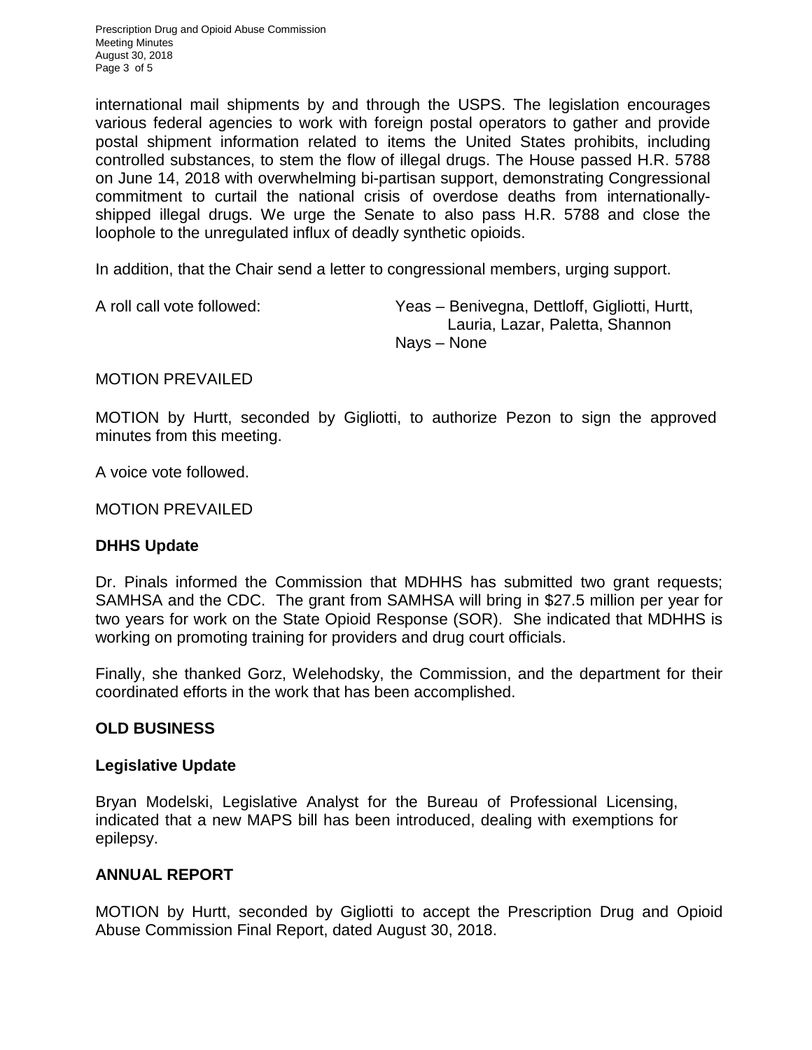international mail shipments by and through the USPS. The legislation encourages various federal agencies to work with foreign postal operators to gather and provide postal shipment information related to items the United States prohibits, including controlled substances, to stem the flow of illegal drugs. The House passed H.R. 5788 on June 14, 2018 with overwhelming bi-partisan support, demonstrating Congressional commitment to curtail the national crisis of overdose deaths from internationally-shipped illegal drugs. We urge the Senate to also pass H.R. 5788 and close the loophole to the unregulated influx of deadly synthetic opioids.

In addition, that the Chair send a letter to congressional members, urging support.

A roll call vote followed: Yeas – Benivegna, Dettloff, Gigliotti, Hurtt, Lauria, Lazar, Paletta, Shannon
Nays – None

MOTION PREVAILED

MOTION by Hurtt, seconded by Gigliotti, to authorize Pezon to sign the approved minutes from this meeting.

A voice vote followed.

MOTION PREVAILED

## DHHS Update

Dr. Pinals informed the Commission that MDHHS has submitted two grant requests; SAMHSA and the CDC. The grant from SAMHSA will bring in $27.5 million per year for two years for work on the State Opioid Response (SOR). She indicated that MDHHS is working on promoting training for providers and drug court officials.

Finally, she thanked Gorz, Welehodsky, the Commission, and the department for their coordinated efforts in the work that has been accomplished.

## OLD BUSINESS

## Legislative Update

Bryan Modelski, Legislative Analyst for the Bureau of Professional Licensing, indicated that a new MAPS bill has been introduced, dealing with exemptions for epilepsy.

## ANNUAL REPORT

MOTION by Hurtt, seconded by Gigliotti to accept the Prescription Drug and Opioid Abuse Commission Final Report, dated August 30, 2018.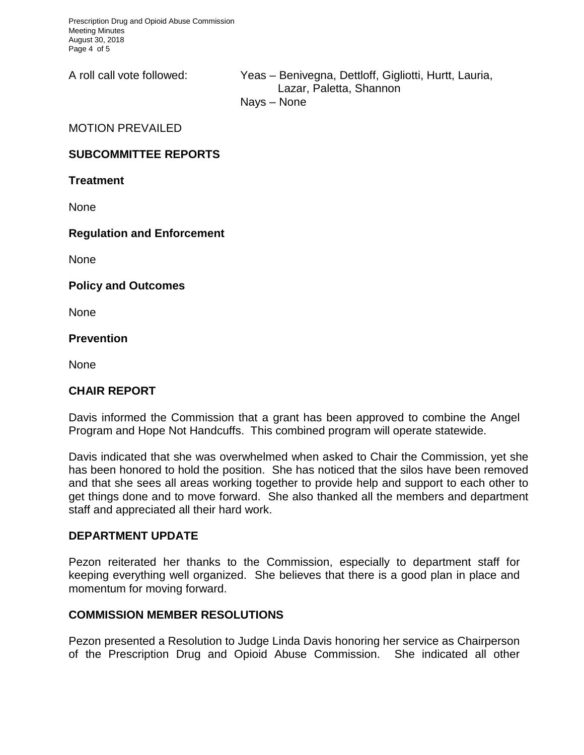A roll call vote followed: Yeas – Benivegna, Dettloff, Gigliotti, Hurtt, Lauria, Lazar, Paletta, Shannon
Nays – None

MOTION PREVAILED

## SUBCOMMITTEE REPORTS

### Treatment

None

### Regulation and Enforcement

None

### Policy and Outcomes

None

### Prevention

None

## CHAIR REPORT

Davis informed the Commission that a grant has been approved to combine the Angel Program and Hope Not Handcuffs. This combined program will operate statewide.

Davis indicated that she was overwhelmed when asked to Chair the Commission, yet she has been honored to hold the position. She has noticed that the silos have been removed and that she sees all areas working together to provide help and support to each other to get things done and to move forward. She also thanked all the members and department staff and appreciated all their hard work.

## DEPARTMENT UPDATE

Pezon reiterated her thanks to the Commission, especially to department staff for keeping everything well organized. She believes that there is a good plan in place and momentum for moving forward.

## COMMISSION MEMBER RESOLUTIONS

Pezon presented a Resolution to Judge Linda Davis honoring her service as Chairperson of the Prescription Drug and Opioid Abuse Commission. She indicated all other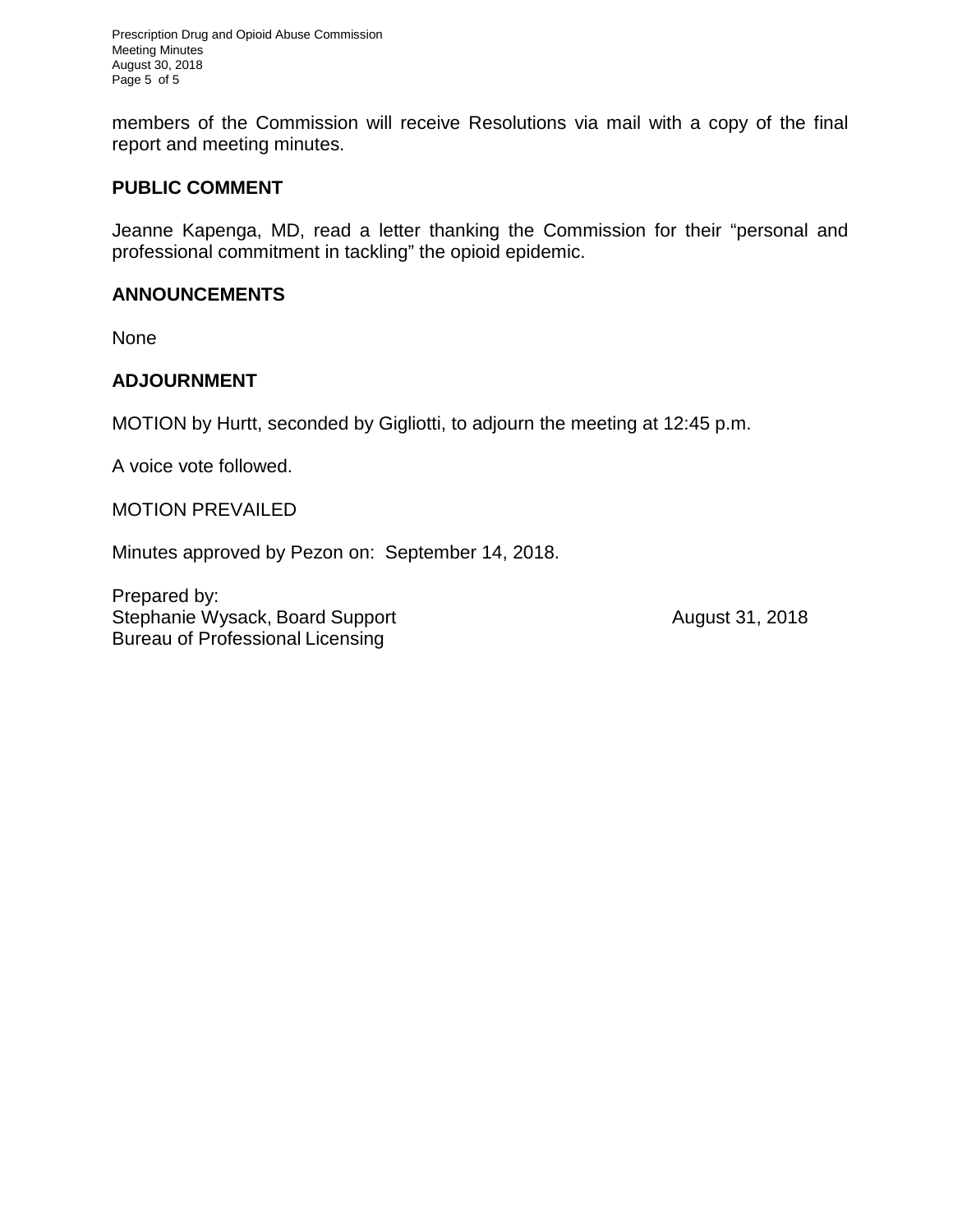members of the Commission will receive Resolutions via mail with a copy of the final report and meeting minutes.

## PUBLIC COMMENT

Jeanne Kapenga, MD, read a letter thanking the Commission for their "personal and professional commitment in tackling" the opioid epidemic.

## ANNOUNCEMENTS

None

## ADJOURNMENT

MOTION by Hurtt, seconded by Gigliotti, to adjourn the meeting at 12:45 p.m.

A voice vote followed.

MOTION PREVAILED

Minutes approved by Pezon on: September 14, 2018.

Prepared by:
Stephanie Wysack, Board Support August 31, 2018
Bureau of Professional Licensing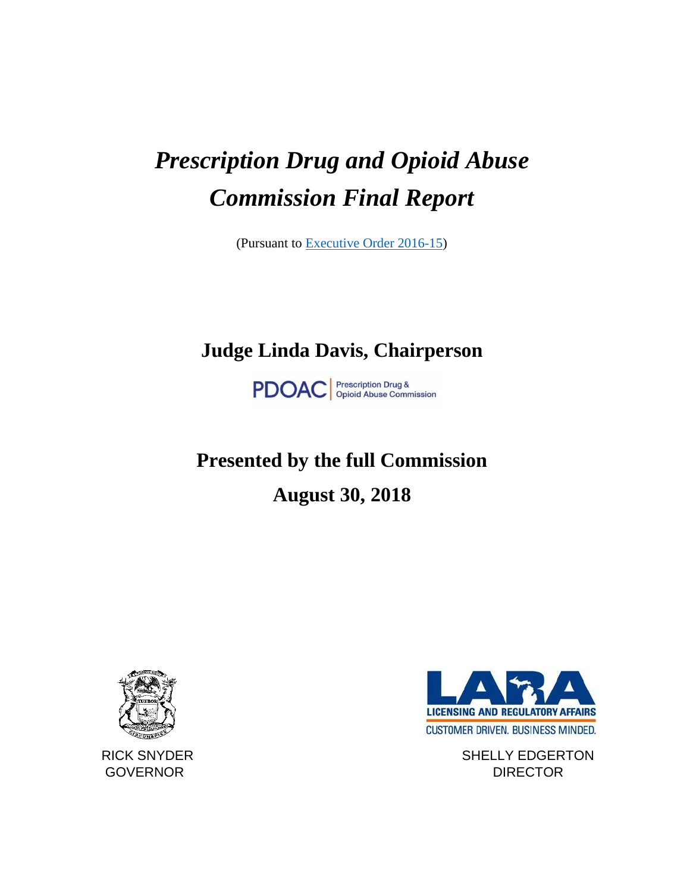# *Prescription Drug and Opioid Abuse Commission Final Report*

(Pursuant to [Executive Order 2016-15])

## Judge Linda Davis, Chairperson

PDOAC | Prescription Drug & Opioid Abuse Commission

## Presented by the full Commission

## August 30, 2018

RICK SNYDER
GOVERNOR

LARA
LICENSING AND REGULATORY AFFAIRS
CUSTOMER DRIVEN. BUSINESS MINDED.

SHELLY EDGERTON
DIRECTOR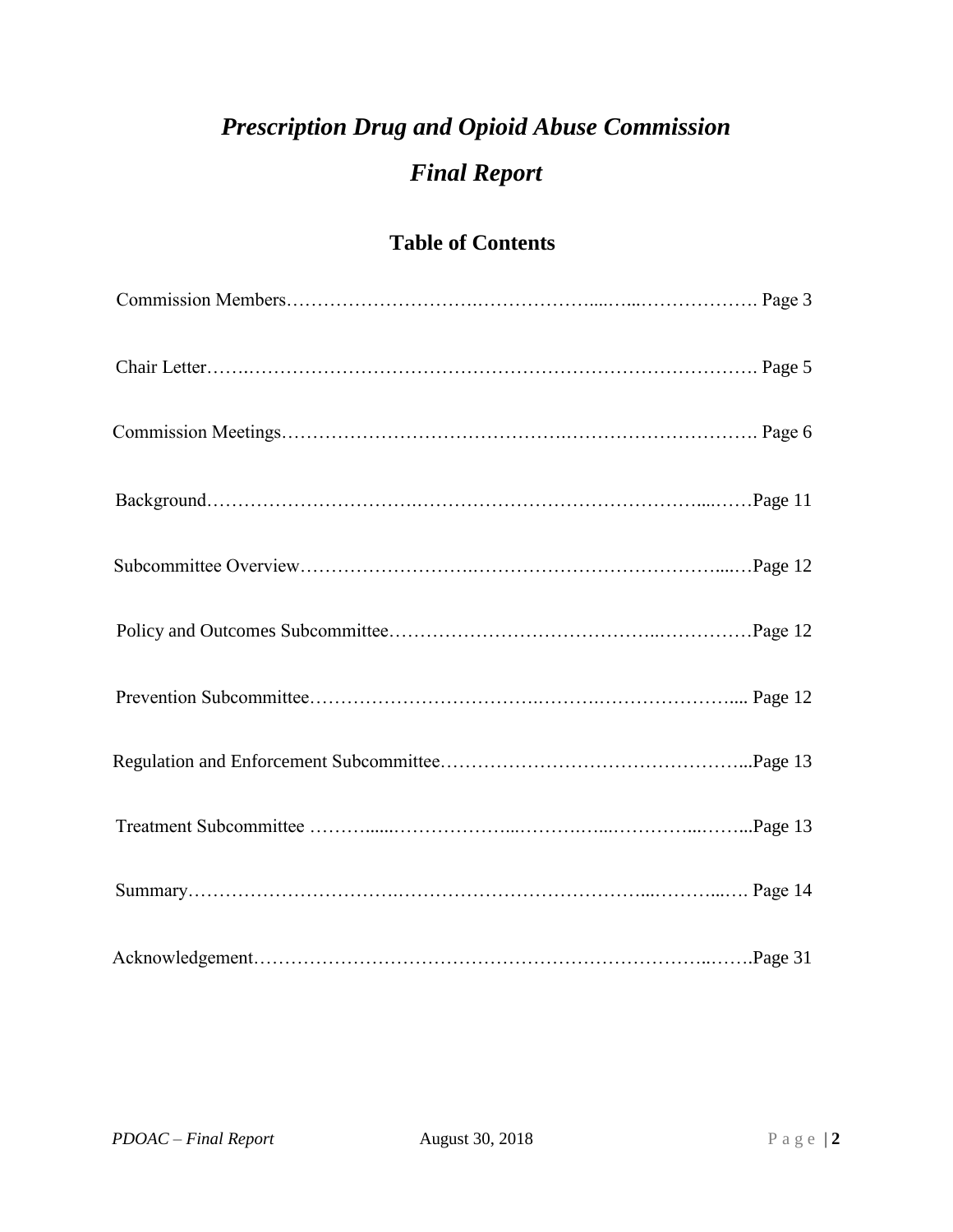# *Prescription Drug and Opioid Abuse Commission*

# *Final Report*

## Table of Contents

Commission Members…………………………………………………………. Page 3

Chair Letter…………………………………………………………………………. Page 5

Commission Meetings……………………………………………………………. Page 6

Background…………………………………………………………………………Page 11

Subcommittee Overview…………………………………………………………Page 12

Policy and Outcomes Subcommittee……………………………………………Page 12

Prevention Subcommittee……………………………………………………….... Page 12

Regulation and Enforcement Subcommittee…………………………………...Page 13

Treatment Subcommittee ……………………………………………………...Page 13

Summary……………………………………………………………………… Page 14

Acknowledgement……………………………………………………………….Page 31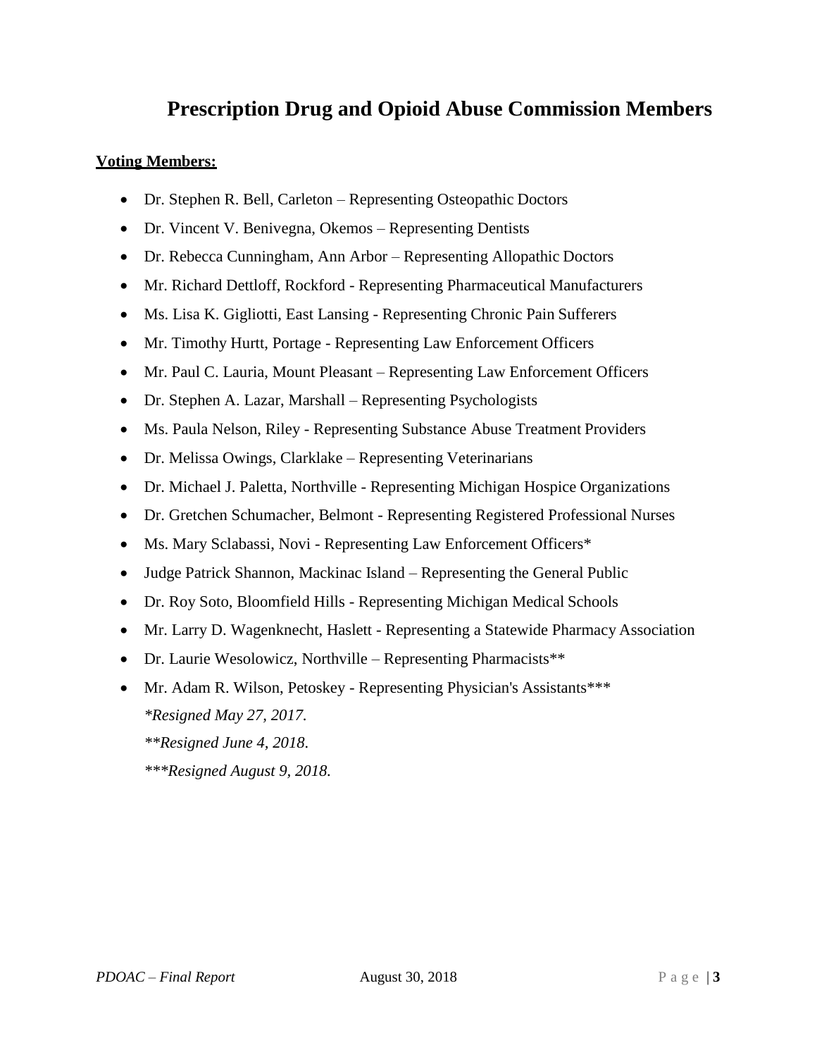# Prescription Drug and Opioid Abuse Commission Members

**Voting Members:**

- Dr. Stephen R. Bell, Carleton – Representing Osteopathic Doctors
- Dr. Vincent V. Benivegna, Okemos – Representing Dentists
- Dr. Rebecca Cunningham, Ann Arbor – Representing Allopathic Doctors
- Mr. Richard Dettloff, Rockford - Representing Pharmaceutical Manufacturers
- Ms. Lisa K. Gigliotti, East Lansing - Representing Chronic Pain Sufferers
- Mr. Timothy Hurtt, Portage - Representing Law Enforcement Officers
- Mr. Paul C. Lauria, Mount Pleasant – Representing Law Enforcement Officers
- Dr. Stephen A. Lazar, Marshall – Representing Psychologists
- Ms. Paula Nelson, Riley - Representing Substance Abuse Treatment Providers
- Dr. Melissa Owings, Clarklake – Representing Veterinarians
- Dr. Michael J. Paletta, Northville - Representing Michigan Hospice Organizations
- Dr. Gretchen Schumacher, Belmont - Representing Registered Professional Nurses
- Ms. Mary Sclabassi, Novi - Representing Law Enforcement Officers*
- Judge Patrick Shannon, Mackinac Island – Representing the General Public
- Dr. Roy Soto, Bloomfield Hills - Representing Michigan Medical Schools
- Mr. Larry D. Wagenknecht, Haslett - Representing a Statewide Pharmacy Association
- Dr. Laurie Wesolowicz, Northville – Representing Pharmacists**
- Mr. Adam R. Wilson, Petoskey - Representing Physician's Assistants***

  *\*Resigned May 27, 2017.*

  *\*\*Resigned June 4, 2018.*

  *\*\*\*Resigned August 9, 2018.*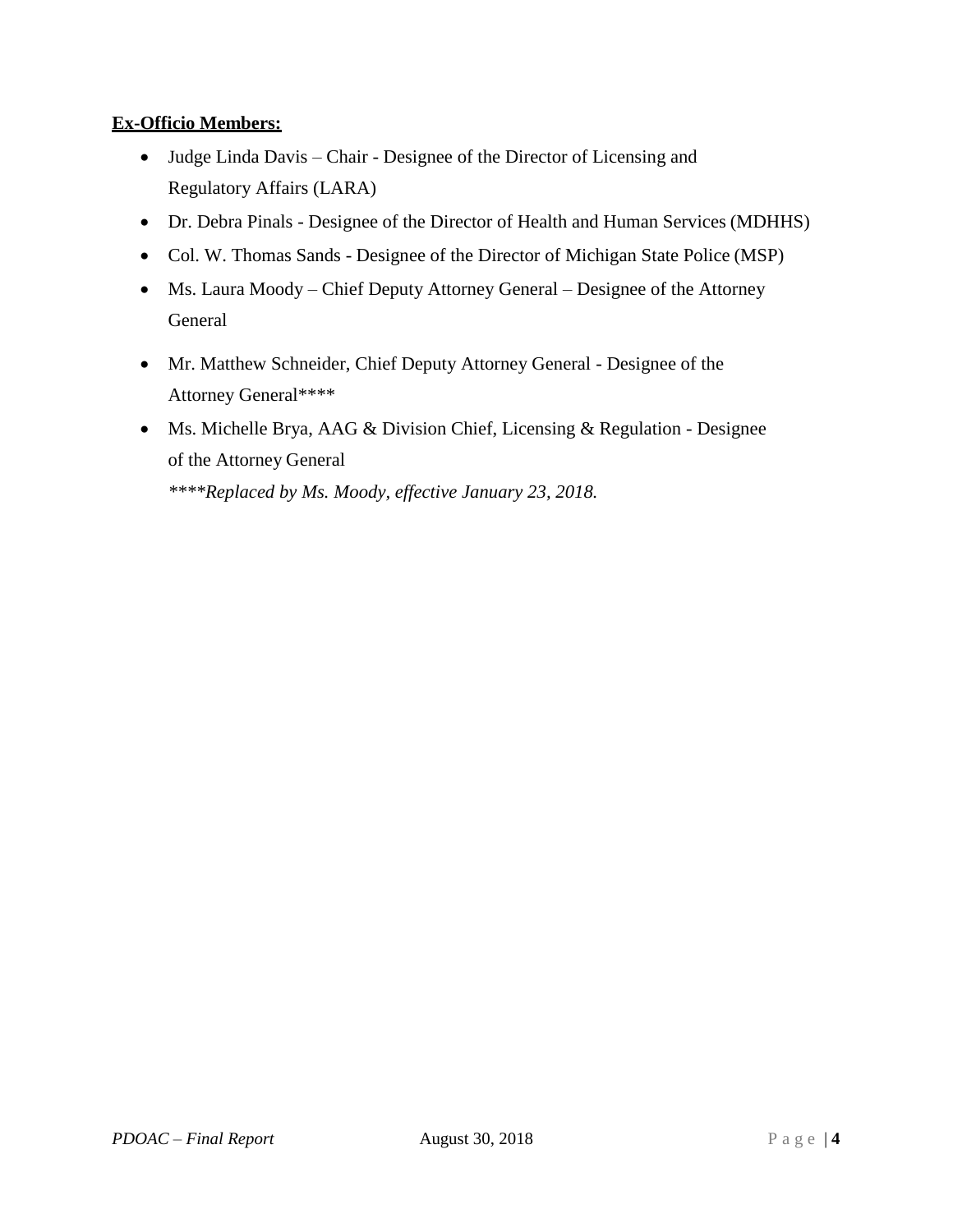**Ex-Officio Members:**

- Judge Linda Davis – Chair - Designee of the Director of Licensing and Regulatory Affairs (LARA)
- Dr. Debra Pinals - Designee of the Director of Health and Human Services (MDHHS)
- Col. W. Thomas Sands - Designee of the Director of Michigan State Police (MSP)
- Ms. Laura Moody – Chief Deputy Attorney General – Designee of the Attorney General
- Mr. Matthew Schneider, Chief Deputy Attorney General - Designee of the Attorney General****
- Ms. Michelle Brya, AAG & Division Chief, Licensing & Regulation - Designee of the Attorney General

*****Replaced by Ms. Moody, effective January 23, 2018.*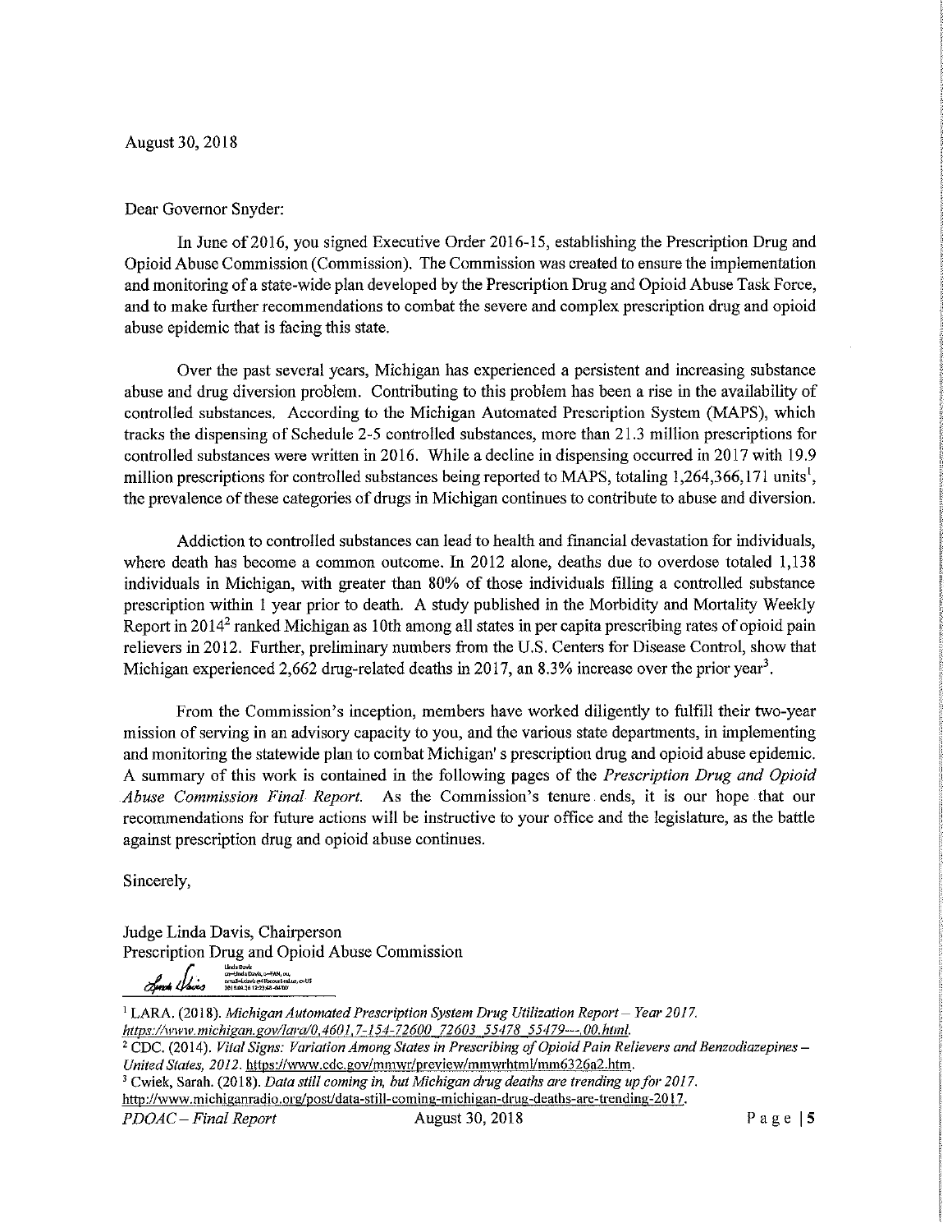August 30, 2018

Dear Governor Snyder:

In June of 2016, you signed Executive Order 2016-15, establishing the Prescription Drug and Opioid Abuse Commission (Commission). The Commission was created to ensure the implementation and monitoring of a state-wide plan developed by the Prescription Drug and Opioid Abuse Task Force, and to make further recommendations to combat the severe and complex prescription drug and opioid abuse epidemic that is facing this state.

Over the past several years, Michigan has experienced a persistent and increasing substance abuse and drug diversion problem. Contributing to this problem has been a rise in the availability of controlled substances. According to the Michigan Automated Prescription System (MAPS), which tracks the dispensing of Schedule 2-5 controlled substances, more than 21.3 million prescriptions for controlled substances were written in 2016. While a decline in dispensing occurred in 2017 with 19.9 million prescriptions for controlled substances being reported to MAPS, totaling 1,264,366,171 units[1], the prevalence of these categories of drugs in Michigan continues to contribute to abuse and diversion.

Addiction to controlled substances can lead to health and financial devastation for individuals, where death has become a common outcome. In 2012 alone, deaths due to overdose totaled 1,138 individuals in Michigan, with greater than 80% of those individuals filling a controlled substance prescription within 1 year prior to death. A study published in the Morbidity and Mortality Weekly Report in 2014[2] ranked Michigan as 10th among all states in per capita prescribing rates of opioid pain relievers in 2012. Further, preliminary numbers from the U.S. Centers for Disease Control, show that Michigan experienced 2,662 drug-related deaths in 2017, an 8.3% increase over the prior year[3].

From the Commission's inception, members have worked diligently to fulfill their two-year mission of serving in an advisory capacity to you, and the various state departments, in implementing and monitoring the statewide plan to combat Michigan's prescription drug and opioid abuse epidemic. A summary of this work is contained in the following pages of the *Prescription Drug and Opioid Abuse Commission Final Report.* As the Commission's tenure ends, it is our hope that our recommendations for future actions will be instructive to your office and the legislature, as the battle against prescription drug and opioid abuse continues.

Sincerely,

Judge Linda Davis, Chairperson
Prescription Drug and Opioid Abuse Commission

---

[1] LARA. (2018). *Michigan Automated Prescription System Drug Utilization Report – Year 2017.* *https://www.michigan.gov/lara/0,4601,7-154-72600_72603_55478_55479---,00.html.*

[2] CDC. (2014). *Vital Signs: Variation Among States in Prescribing of Opioid Pain Relievers and Benzodiazepines – United States, 2012.* https://www.cdc.gov/mmwr/preview/mmwrhtml/mm6326a2.htm.

[3] Cwiek, Sarah. (2018). *Data still coming in, but Michigan drug deaths are trending up for 2017.* http://www.michiganradio.org/post/data-still-coming-michigan-drug-deaths-are-trending-2017.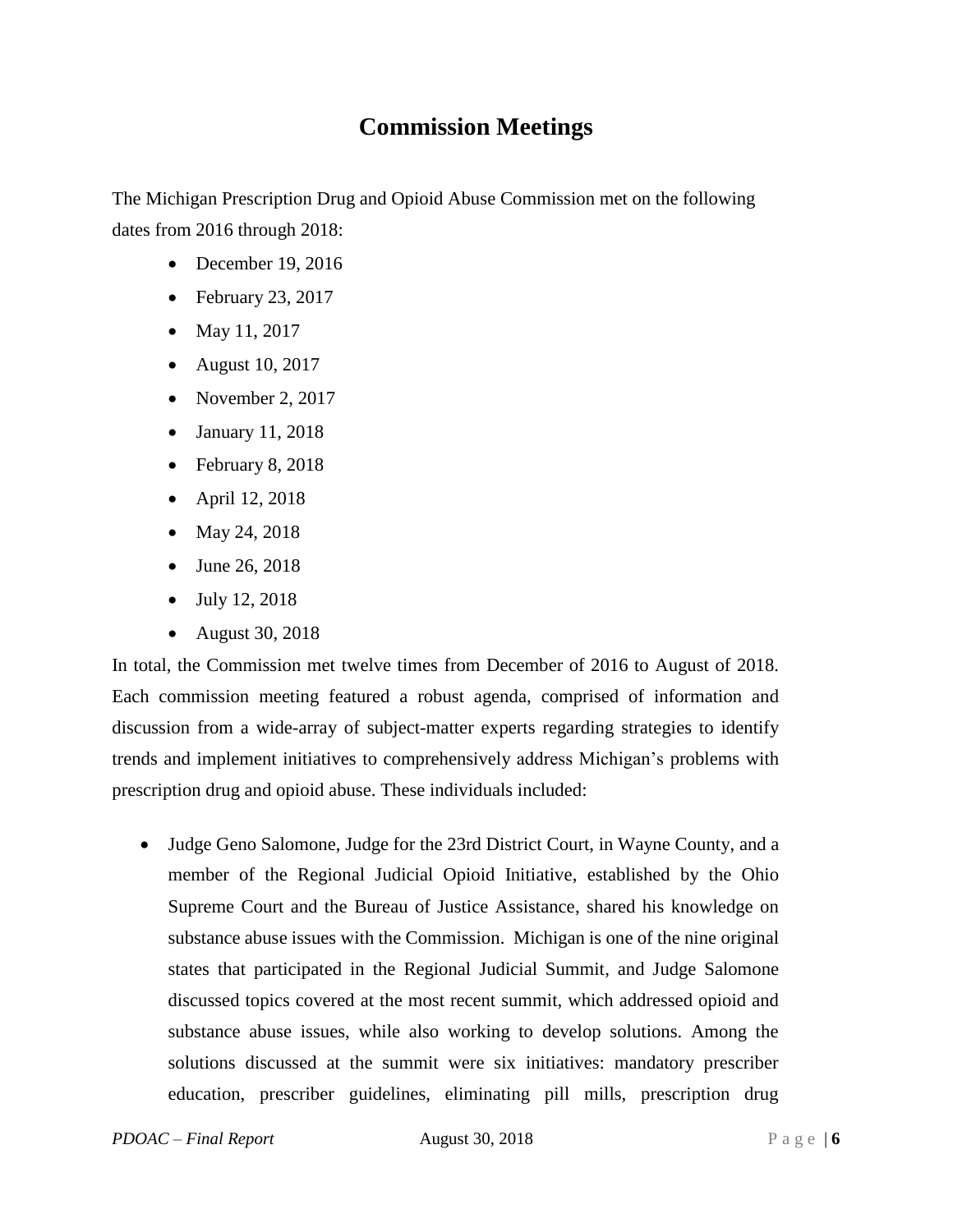# Commission Meetings

The Michigan Prescription Drug and Opioid Abuse Commission met on the following dates from 2016 through 2018:

- December 19, 2016
- February 23, 2017
- May 11, 2017
- August 10, 2017
- November 2, 2017
- January 11, 2018
- February 8, 2018
- April 12, 2018
- May 24, 2018
- June 26, 2018
- July 12, 2018
- August 30, 2018

In total, the Commission met twelve times from December of 2016 to August of 2018. Each commission meeting featured a robust agenda, comprised of information and discussion from a wide-array of subject-matter experts regarding strategies to identify trends and implement initiatives to comprehensively address Michigan's problems with prescription drug and opioid abuse. These individuals included:

- Judge Geno Salomone, Judge for the 23rd District Court, in Wayne County, and a member of the Regional Judicial Opioid Initiative, established by the Ohio Supreme Court and the Bureau of Justice Assistance, shared his knowledge on substance abuse issues with the Commission. Michigan is one of the nine original states that participated in the Regional Judicial Summit, and Judge Salomone discussed topics covered at the most recent summit, which addressed opioid and substance abuse issues, while also working to develop solutions. Among the solutions discussed at the summit were six initiatives: mandatory prescriber education, prescriber guidelines, eliminating pill mills, prescription drug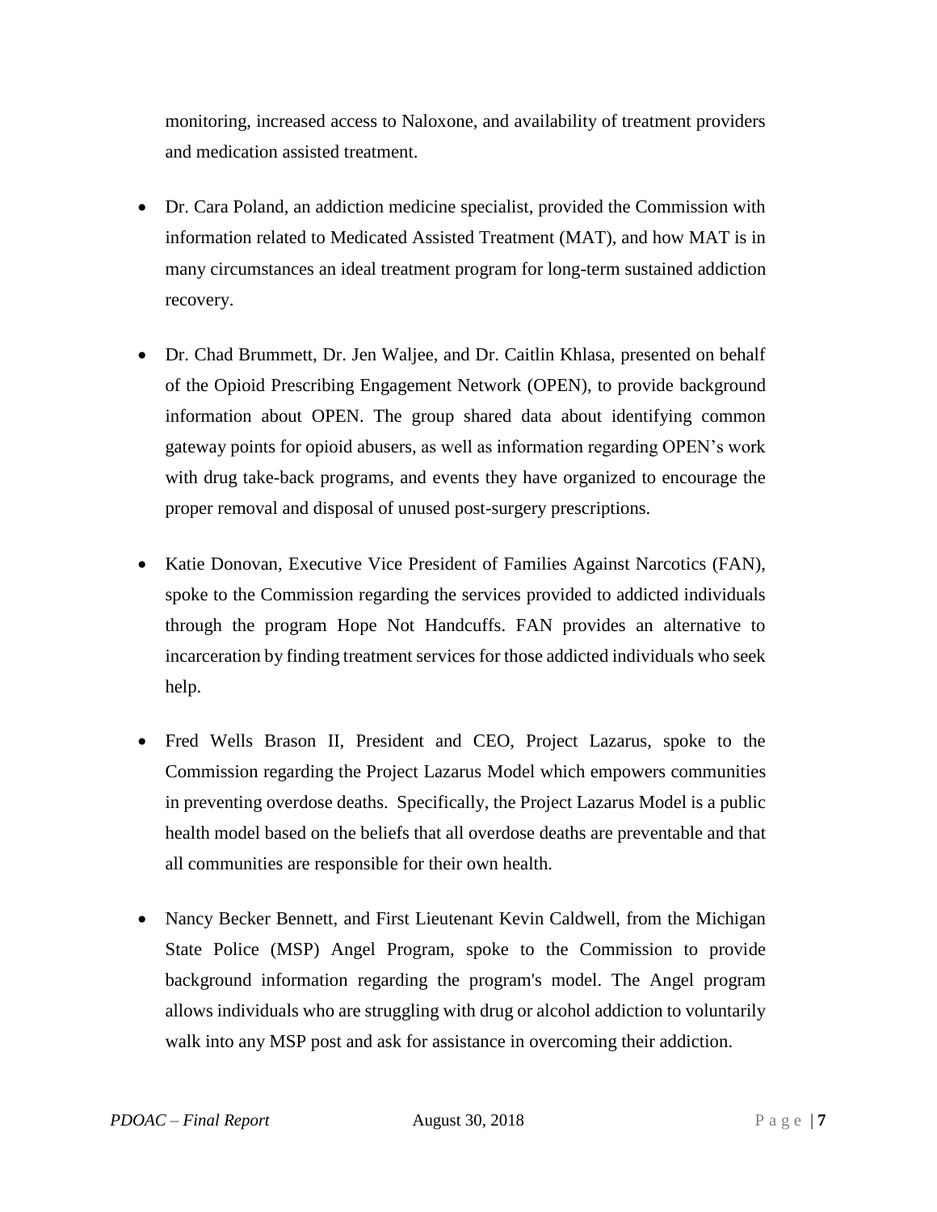monitoring, increased access to Naloxone, and availability of treatment providers and medication assisted treatment.

- Dr. Cara Poland, an addiction medicine specialist, provided the Commission with information related to Medicated Assisted Treatment (MAT), and how MAT is in many circumstances an ideal treatment program for long-term sustained addiction recovery.

- Dr. Chad Brummett, Dr. Jen Waljee, and Dr. Caitlin Khlasa, presented on behalf of the Opioid Prescribing Engagement Network (OPEN), to provide background information about OPEN. The group shared data about identifying common gateway points for opioid abusers, as well as information regarding OPEN's work with drug take-back programs, and events they have organized to encourage the proper removal and disposal of unused post-surgery prescriptions.

- Katie Donovan, Executive Vice President of Families Against Narcotics (FAN), spoke to the Commission regarding the services provided to addicted individuals through the program Hope Not Handcuffs. FAN provides an alternative to incarceration by finding treatment services for those addicted individuals who seek help.

- Fred Wells Brason II, President and CEO, Project Lazarus, spoke to the Commission regarding the Project Lazarus Model which empowers communities in preventing overdose deaths. Specifically, the Project Lazarus Model is a public health model based on the beliefs that all overdose deaths are preventable and that all communities are responsible for their own health.

- Nancy Becker Bennett, and First Lieutenant Kevin Caldwell, from the Michigan State Police (MSP) Angel Program, spoke to the Commission to provide background information regarding the program's model. The Angel program allows individuals who are struggling with drug or alcohol addiction to voluntarily walk into any MSP post and ask for assistance in overcoming their addiction.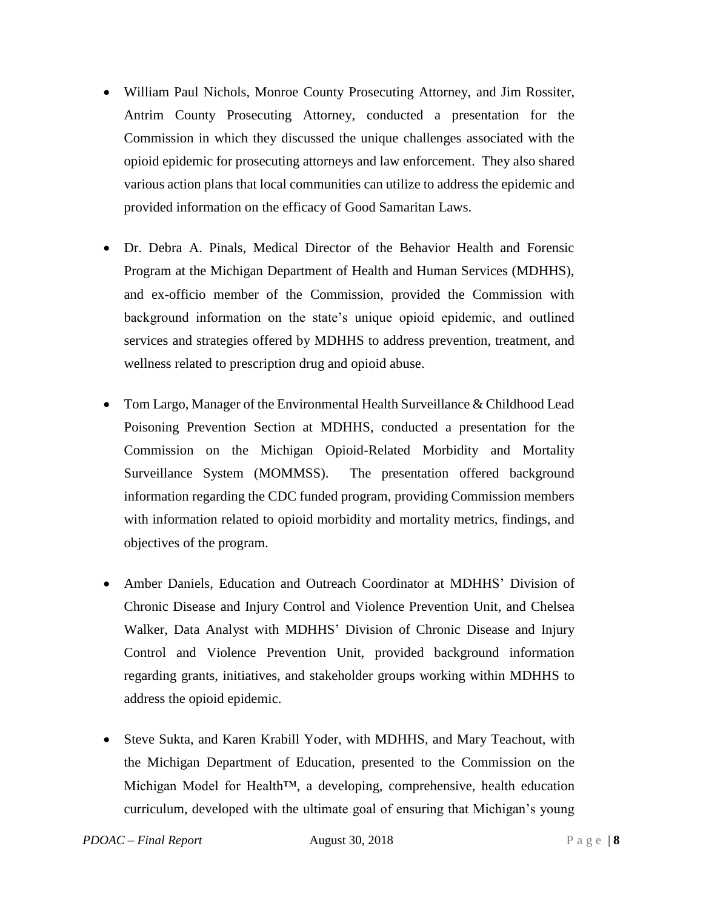- William Paul Nichols, Monroe County Prosecuting Attorney, and Jim Rossiter, Antrim County Prosecuting Attorney, conducted a presentation for the Commission in which they discussed the unique challenges associated with the opioid epidemic for prosecuting attorneys and law enforcement. They also shared various action plans that local communities can utilize to address the epidemic and provided information on the efficacy of Good Samaritan Laws.

- Dr. Debra A. Pinals, Medical Director of the Behavior Health and Forensic Program at the Michigan Department of Health and Human Services (MDHHS), and ex-officio member of the Commission, provided the Commission with background information on the state's unique opioid epidemic, and outlined services and strategies offered by MDHHS to address prevention, treatment, and wellness related to prescription drug and opioid abuse.

- Tom Largo, Manager of the Environmental Health Surveillance & Childhood Lead Poisoning Prevention Section at MDHHS, conducted a presentation for the Commission on the Michigan Opioid-Related Morbidity and Mortality Surveillance System (MOMMSS). The presentation offered background information regarding the CDC funded program, providing Commission members with information related to opioid morbidity and mortality metrics, findings, and objectives of the program.

- Amber Daniels, Education and Outreach Coordinator at MDHHS' Division of Chronic Disease and Injury Control and Violence Prevention Unit, and Chelsea Walker, Data Analyst with MDHHS' Division of Chronic Disease and Injury Control and Violence Prevention Unit, provided background information regarding grants, initiatives, and stakeholder groups working within MDHHS to address the opioid epidemic.

- Steve Sukta, and Karen Krabill Yoder, with MDHHS, and Mary Teachout, with the Michigan Department of Education, presented to the Commission on the Michigan Model for Health™, a developing, comprehensive, health education curriculum, developed with the ultimate goal of ensuring that Michigan's young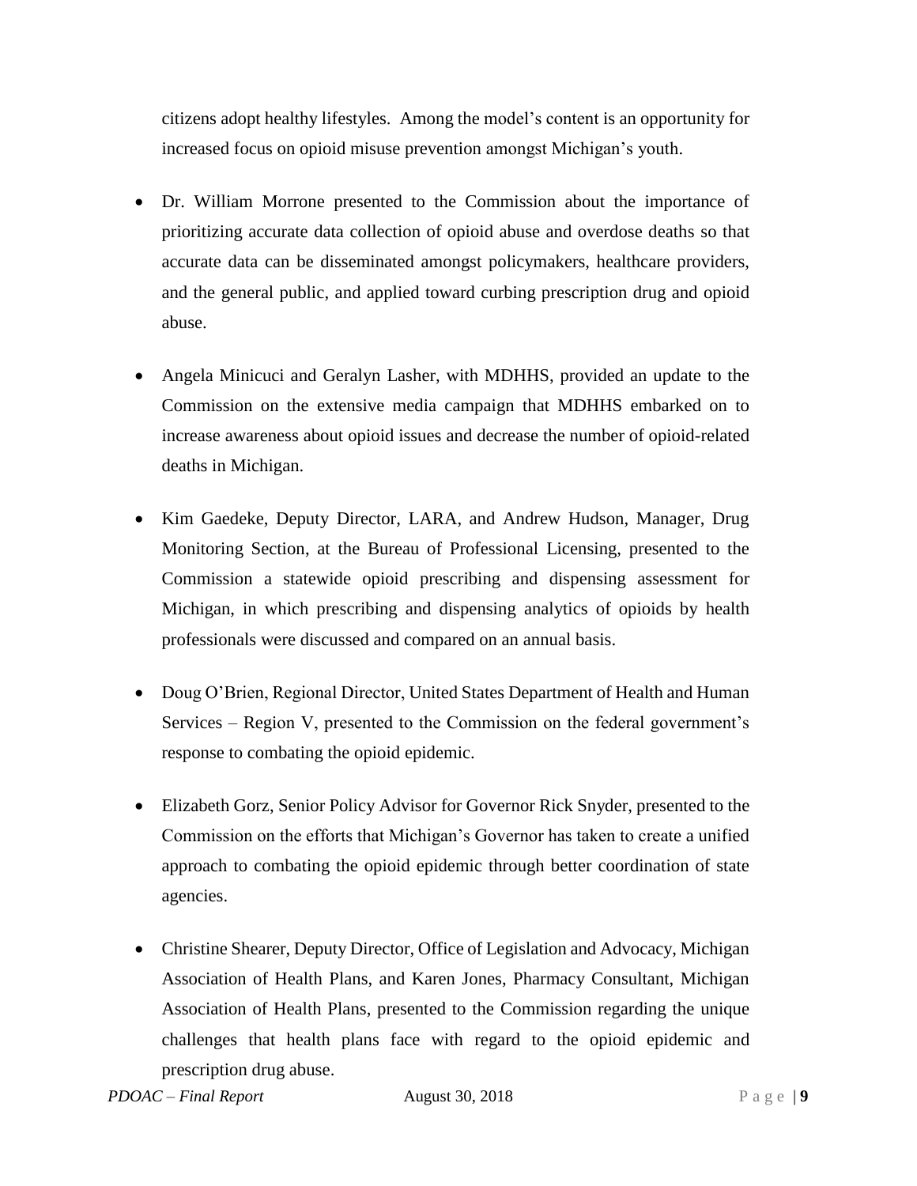citizens adopt healthy lifestyles. Among the model's content is an opportunity for increased focus on opioid misuse prevention amongst Michigan's youth.

- Dr. William Morrone presented to the Commission about the importance of prioritizing accurate data collection of opioid abuse and overdose deaths so that accurate data can be disseminated amongst policymakers, healthcare providers, and the general public, and applied toward curbing prescription drug and opioid abuse.

- Angela Minicuci and Geralyn Lasher, with MDHHS, provided an update to the Commission on the extensive media campaign that MDHHS embarked on to increase awareness about opioid issues and decrease the number of opioid-related deaths in Michigan.

- Kim Gaedeke, Deputy Director, LARA, and Andrew Hudson, Manager, Drug Monitoring Section, at the Bureau of Professional Licensing, presented to the Commission a statewide opioid prescribing and dispensing assessment for Michigan, in which prescribing and dispensing analytics of opioids by health professionals were discussed and compared on an annual basis.

- Doug O'Brien, Regional Director, United States Department of Health and Human Services – Region V, presented to the Commission on the federal government's response to combating the opioid epidemic.

- Elizabeth Gorz, Senior Policy Advisor for Governor Rick Snyder, presented to the Commission on the efforts that Michigan's Governor has taken to create a unified approach to combating the opioid epidemic through better coordination of state agencies.

- Christine Shearer, Deputy Director, Office of Legislation and Advocacy, Michigan Association of Health Plans, and Karen Jones, Pharmacy Consultant, Michigan Association of Health Plans, presented to the Commission regarding the unique challenges that health plans face with regard to the opioid epidemic and prescription drug abuse.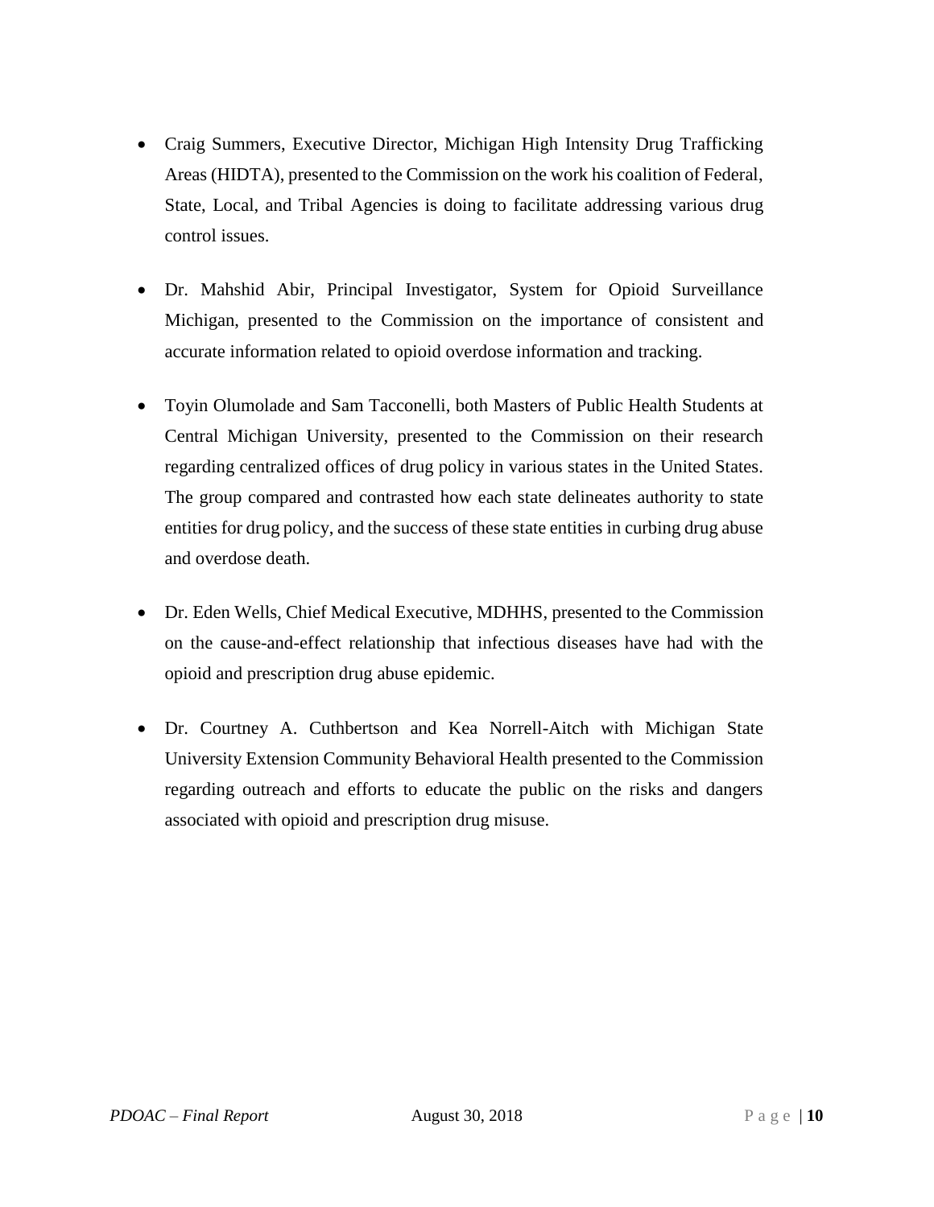- Craig Summers, Executive Director, Michigan High Intensity Drug Trafficking Areas (HIDTA), presented to the Commission on the work his coalition of Federal, State, Local, and Tribal Agencies is doing to facilitate addressing various drug control issues.

- Dr. Mahshid Abir, Principal Investigator, System for Opioid Surveillance Michigan, presented to the Commission on the importance of consistent and accurate information related to opioid overdose information and tracking.

- Toyin Olumolade and Sam Tacconelli, both Masters of Public Health Students at Central Michigan University, presented to the Commission on their research regarding centralized offices of drug policy in various states in the United States. The group compared and contrasted how each state delineates authority to state entities for drug policy, and the success of these state entities in curbing drug abuse and overdose death.

- Dr. Eden Wells, Chief Medical Executive, MDHHS, presented to the Commission on the cause-and-effect relationship that infectious diseases have had with the opioid and prescription drug abuse epidemic.

- Dr. Courtney A. Cuthbertson and Kea Norrell-Aitch with Michigan State University Extension Community Behavioral Health presented to the Commission regarding outreach and efforts to educate the public on the risks and dangers associated with opioid and prescription drug misuse.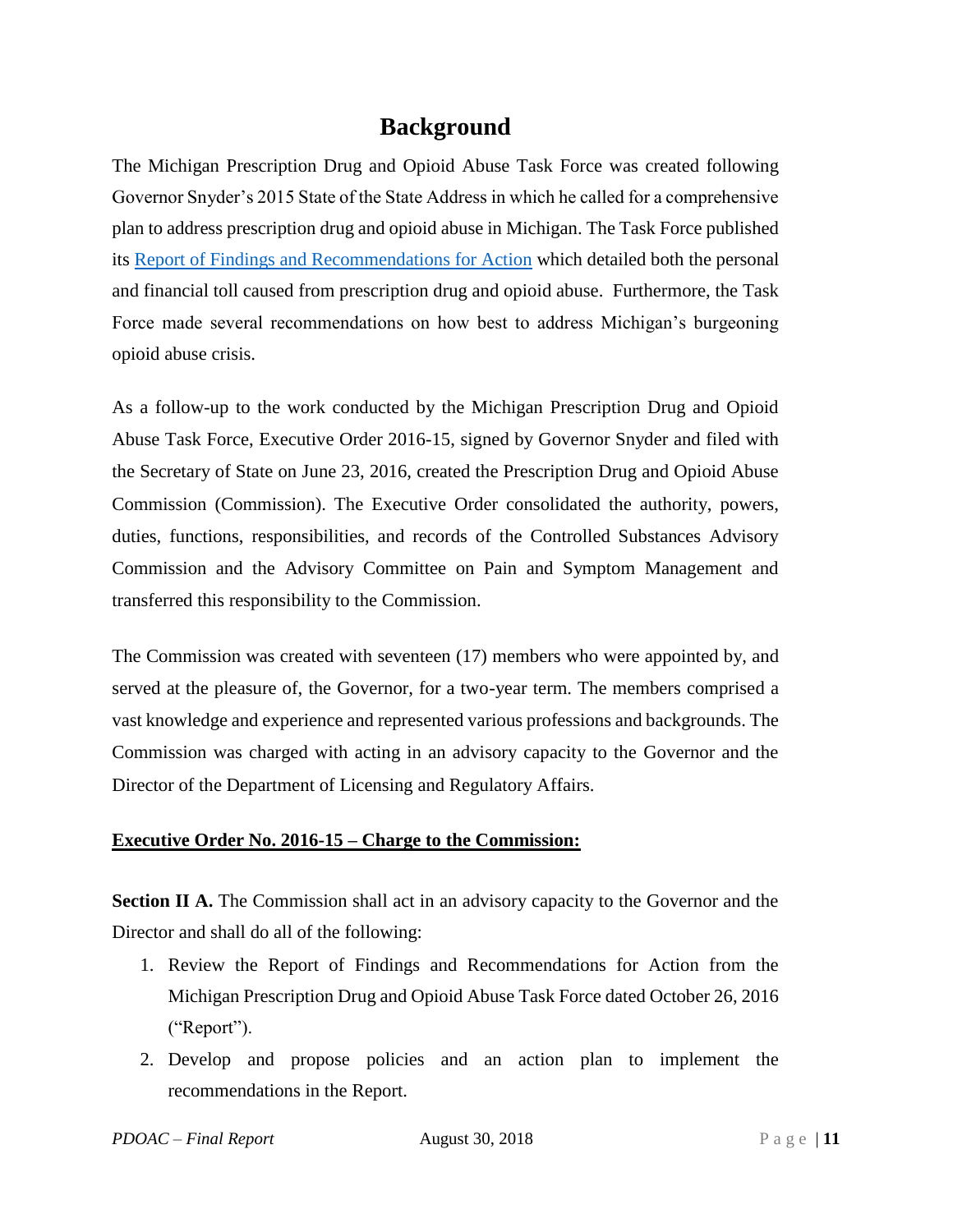# Background

The Michigan Prescription Drug and Opioid Abuse Task Force was created following Governor Snyder's 2015 State of the State Address in which he called for a comprehensive plan to address prescription drug and opioid abuse in Michigan. The Task Force published its [Report of Findings and Recommendations for Action] which detailed both the personal and financial toll caused from prescription drug and opioid abuse. Furthermore, the Task Force made several recommendations on how best to address Michigan's burgeoning opioid abuse crisis.

As a follow-up to the work conducted by the Michigan Prescription Drug and Opioid Abuse Task Force, Executive Order 2016-15, signed by Governor Snyder and filed with the Secretary of State on June 23, 2016, created the Prescription Drug and Opioid Abuse Commission (Commission). The Executive Order consolidated the authority, powers, duties, functions, responsibilities, and records of the Controlled Substances Advisory Commission and the Advisory Committee on Pain and Symptom Management and transferred this responsibility to the Commission.

The Commission was created with seventeen (17) members who were appointed by, and served at the pleasure of, the Governor, for a two-year term. The members comprised a vast knowledge and experience and represented various professions and backgrounds. The Commission was charged with acting in an advisory capacity to the Governor and the Director of the Department of Licensing and Regulatory Affairs.

**Executive Order No. 2016-15 – Charge to the Commission:**

**Section II A.** The Commission shall act in an advisory capacity to the Governor and the Director and shall do all of the following:

1. Review the Report of Findings and Recommendations for Action from the Michigan Prescription Drug and Opioid Abuse Task Force dated October 26, 2016 ("Report").
2. Develop and propose policies and an action plan to implement the recommendations in the Report.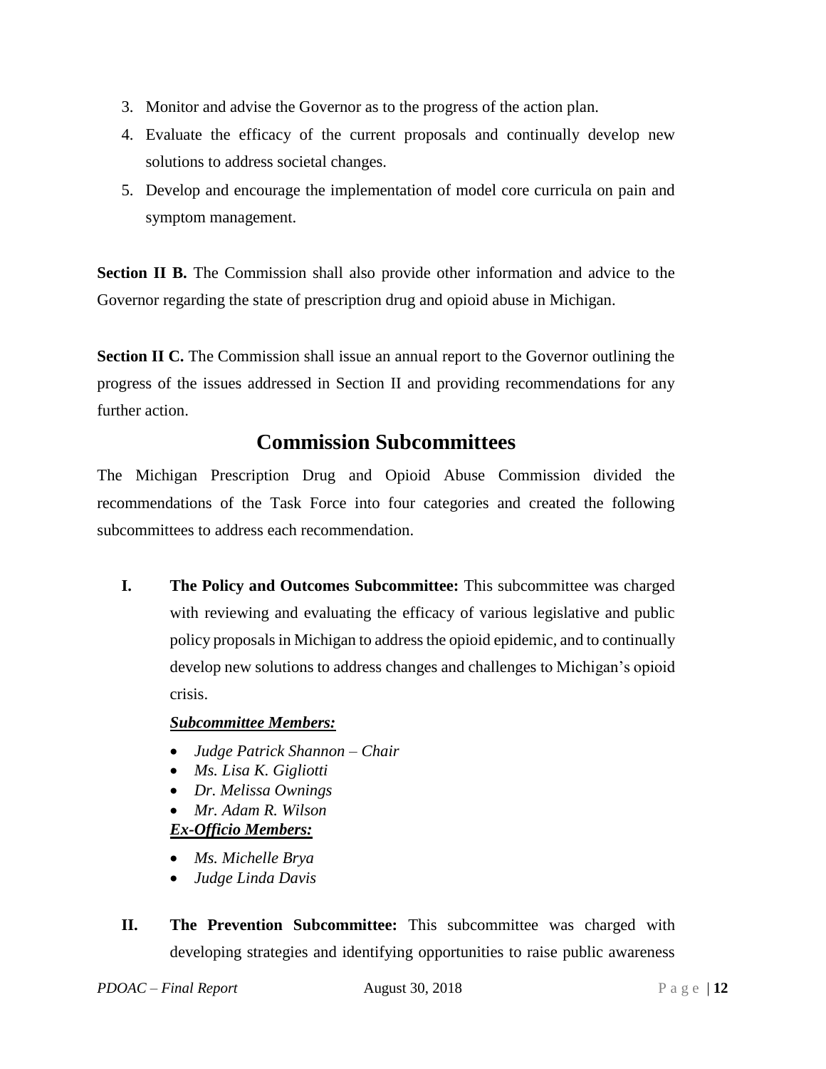3. Monitor and advise the Governor as to the progress of the action plan.
4. Evaluate the efficacy of the current proposals and continually develop new solutions to address societal changes.
5. Develop and encourage the implementation of model core curricula on pain and symptom management.

**Section II B.** The Commission shall also provide other information and advice to the Governor regarding the state of prescription drug and opioid abuse in Michigan.

**Section II C.** The Commission shall issue an annual report to the Governor outlining the progress of the issues addressed in Section II and providing recommendations for any further action.

## Commission Subcommittees

The Michigan Prescription Drug and Opioid Abuse Commission divided the recommendations of the Task Force into four categories and created the following subcommittees to address each recommendation.

**I. The Policy and Outcomes Subcommittee:** This subcommittee was charged with reviewing and evaluating the efficacy of various legislative and public policy proposals in Michigan to address the opioid epidemic, and to continually develop new solutions to address changes and challenges to Michigan's opioid crisis.

***Subcommittee Members:***

- *Judge Patrick Shannon – Chair*
- *Ms. Lisa K. Gigliotti*
- *Dr. Melissa Ownings*
- *Mr. Adam R. Wilson*

***Ex-Officio Members:***

- *Ms. Michelle Brya*
- *Judge Linda Davis*

**II. The Prevention Subcommittee:** This subcommittee was charged with developing strategies and identifying opportunities to raise public awareness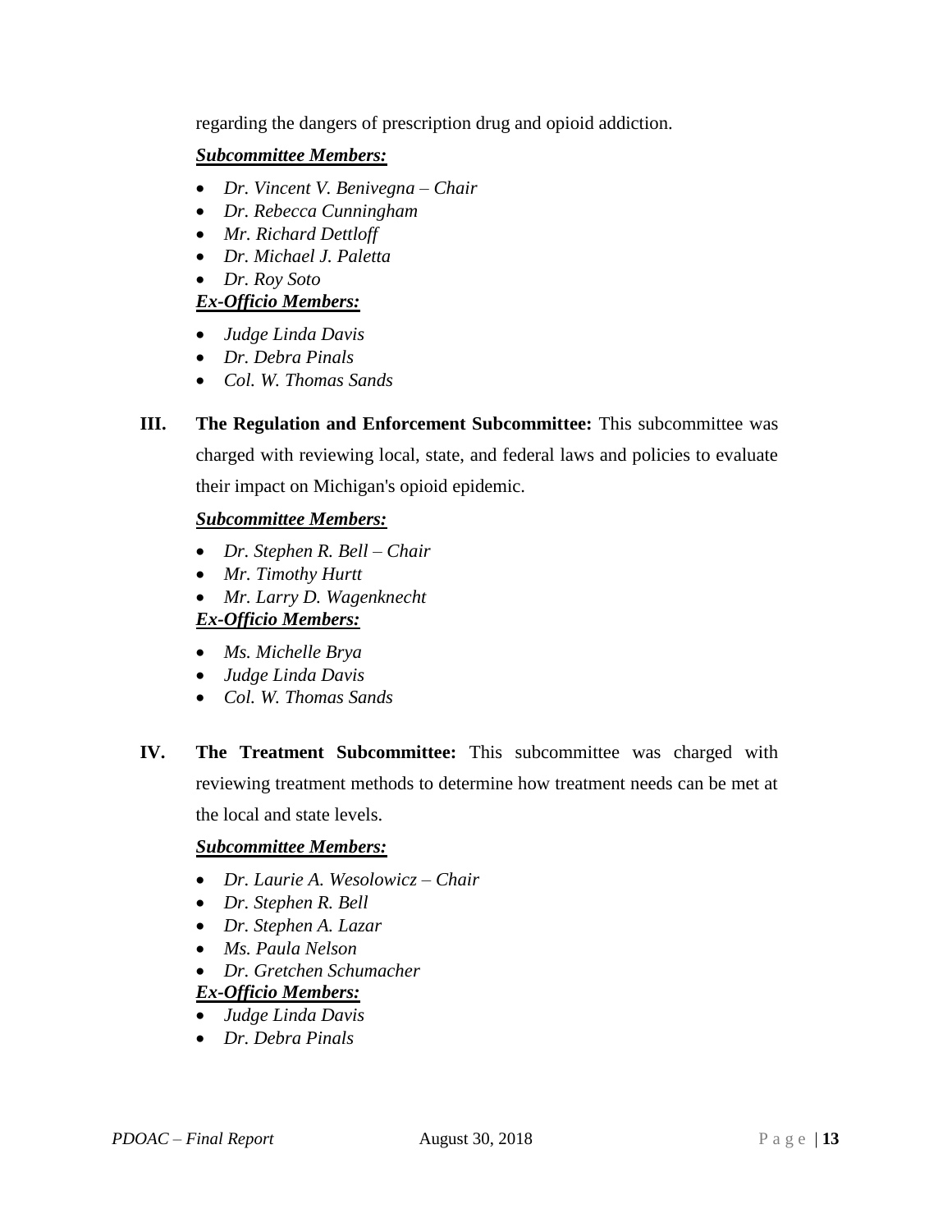regarding the dangers of prescription drug and opioid addiction.

***Subcommittee Members:***

- *Dr. Vincent V. Benivegna – Chair*
- *Dr. Rebecca Cunningham*
- *Mr. Richard Dettloff*
- *Dr. Michael J. Paletta*
- *Dr. Roy Soto*

***Ex-Officio Members:***

- *Judge Linda Davis*
- *Dr. Debra Pinals*
- *Col. W. Thomas Sands*

**III. The Regulation and Enforcement Subcommittee:** This subcommittee was charged with reviewing local, state, and federal laws and policies to evaluate their impact on Michigan's opioid epidemic.

***Subcommittee Members:***

- *Dr. Stephen R. Bell – Chair*
- *Mr. Timothy Hurtt*
- *Mr. Larry D. Wagenknecht*

***Ex-Officio Members:***

- *Ms. Michelle Brya*
- *Judge Linda Davis*
- *Col. W. Thomas Sands*

**IV. The Treatment Subcommittee:** This subcommittee was charged with reviewing treatment methods to determine how treatment needs can be met at the local and state levels.

***Subcommittee Members:***

- *Dr. Laurie A. Wesolowicz – Chair*
- *Dr. Stephen R. Bell*
- *Dr. Stephen A. Lazar*
- *Ms. Paula Nelson*
- *Dr. Gretchen Schumacher*

***Ex-Officio Members:***

- *Judge Linda Davis*
- *Dr. Debra Pinals*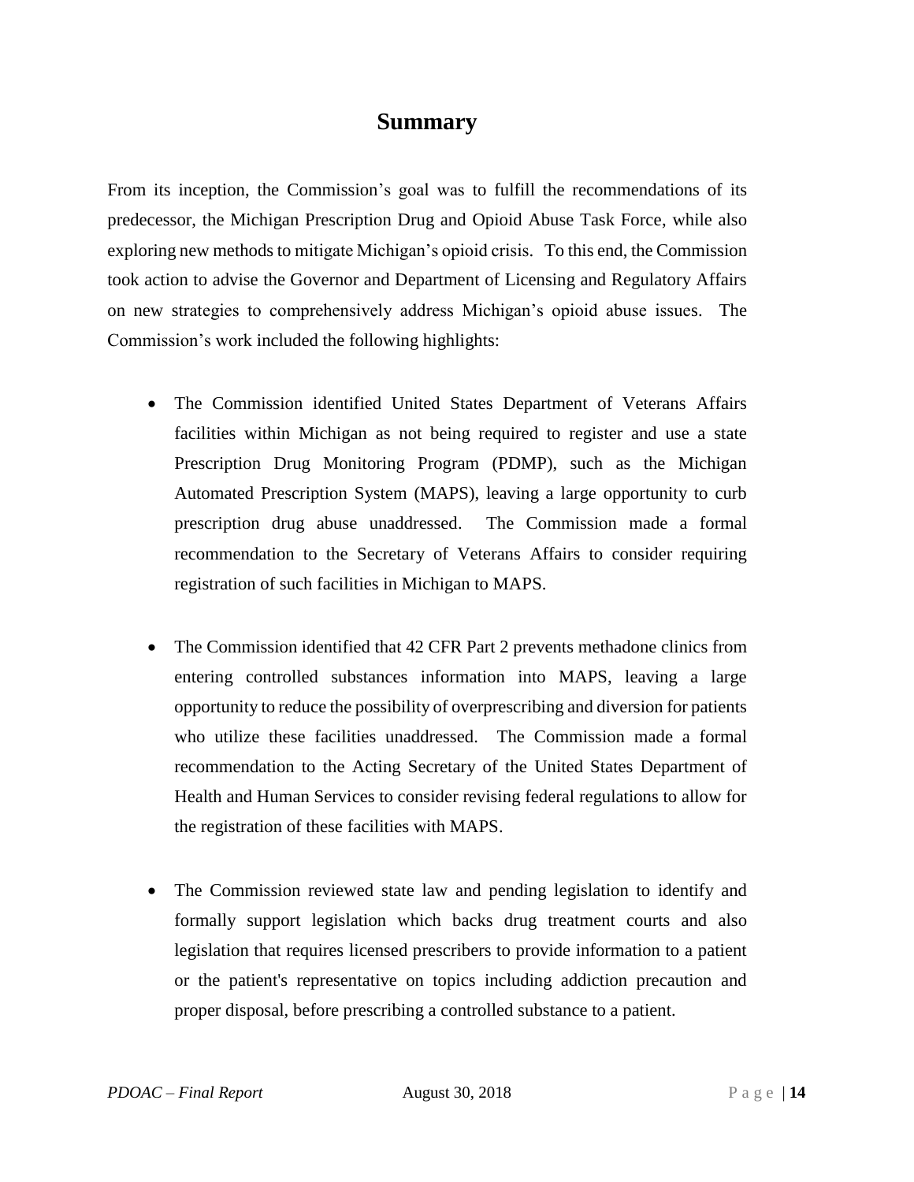# Summary

From its inception, the Commission's goal was to fulfill the recommendations of its predecessor, the Michigan Prescription Drug and Opioid Abuse Task Force, while also exploring new methods to mitigate Michigan's opioid crisis. To this end, the Commission took action to advise the Governor and Department of Licensing and Regulatory Affairs on new strategies to comprehensively address Michigan's opioid abuse issues. The Commission's work included the following highlights:

- The Commission identified United States Department of Veterans Affairs facilities within Michigan as not being required to register and use a state Prescription Drug Monitoring Program (PDMP), such as the Michigan Automated Prescription System (MAPS), leaving a large opportunity to curb prescription drug abuse unaddressed. The Commission made a formal recommendation to the Secretary of Veterans Affairs to consider requiring registration of such facilities in Michigan to MAPS.

- The Commission identified that 42 CFR Part 2 prevents methadone clinics from entering controlled substances information into MAPS, leaving a large opportunity to reduce the possibility of overprescribing and diversion for patients who utilize these facilities unaddressed. The Commission made a formal recommendation to the Acting Secretary of the United States Department of Health and Human Services to consider revising federal regulations to allow for the registration of these facilities with MAPS.

- The Commission reviewed state law and pending legislation to identify and formally support legislation which backs drug treatment courts and also legislation that requires licensed prescribers to provide information to a patient or the patient's representative on topics including addiction precaution and proper disposal, before prescribing a controlled substance to a patient.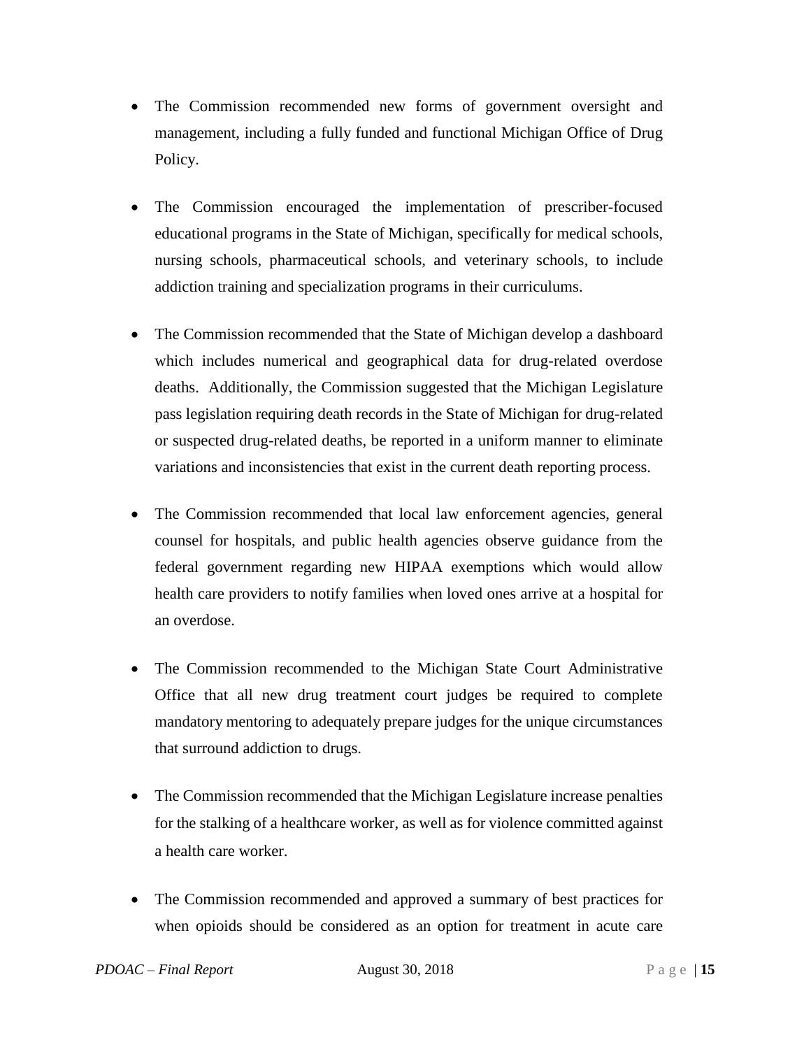- The Commission recommended new forms of government oversight and management, including a fully funded and functional Michigan Office of Drug Policy.

- The Commission encouraged the implementation of prescriber-focused educational programs in the State of Michigan, specifically for medical schools, nursing schools, pharmaceutical schools, and veterinary schools, to include addiction training and specialization programs in their curriculums.

- The Commission recommended that the State of Michigan develop a dashboard which includes numerical and geographical data for drug-related overdose deaths. Additionally, the Commission suggested that the Michigan Legislature pass legislation requiring death records in the State of Michigan for drug-related or suspected drug-related deaths, be reported in a uniform manner to eliminate variations and inconsistencies that exist in the current death reporting process.

- The Commission recommended that local law enforcement agencies, general counsel for hospitals, and public health agencies observe guidance from the federal government regarding new HIPAA exemptions which would allow health care providers to notify families when loved ones arrive at a hospital for an overdose.

- The Commission recommended to the Michigan State Court Administrative Office that all new drug treatment court judges be required to complete mandatory mentoring to adequately prepare judges for the unique circumstances that surround addiction to drugs.

- The Commission recommended that the Michigan Legislature increase penalties for the stalking of a healthcare worker, as well as for violence committed against a health care worker.

- The Commission recommended and approved a summary of best practices for when opioids should be considered as an option for treatment in acute care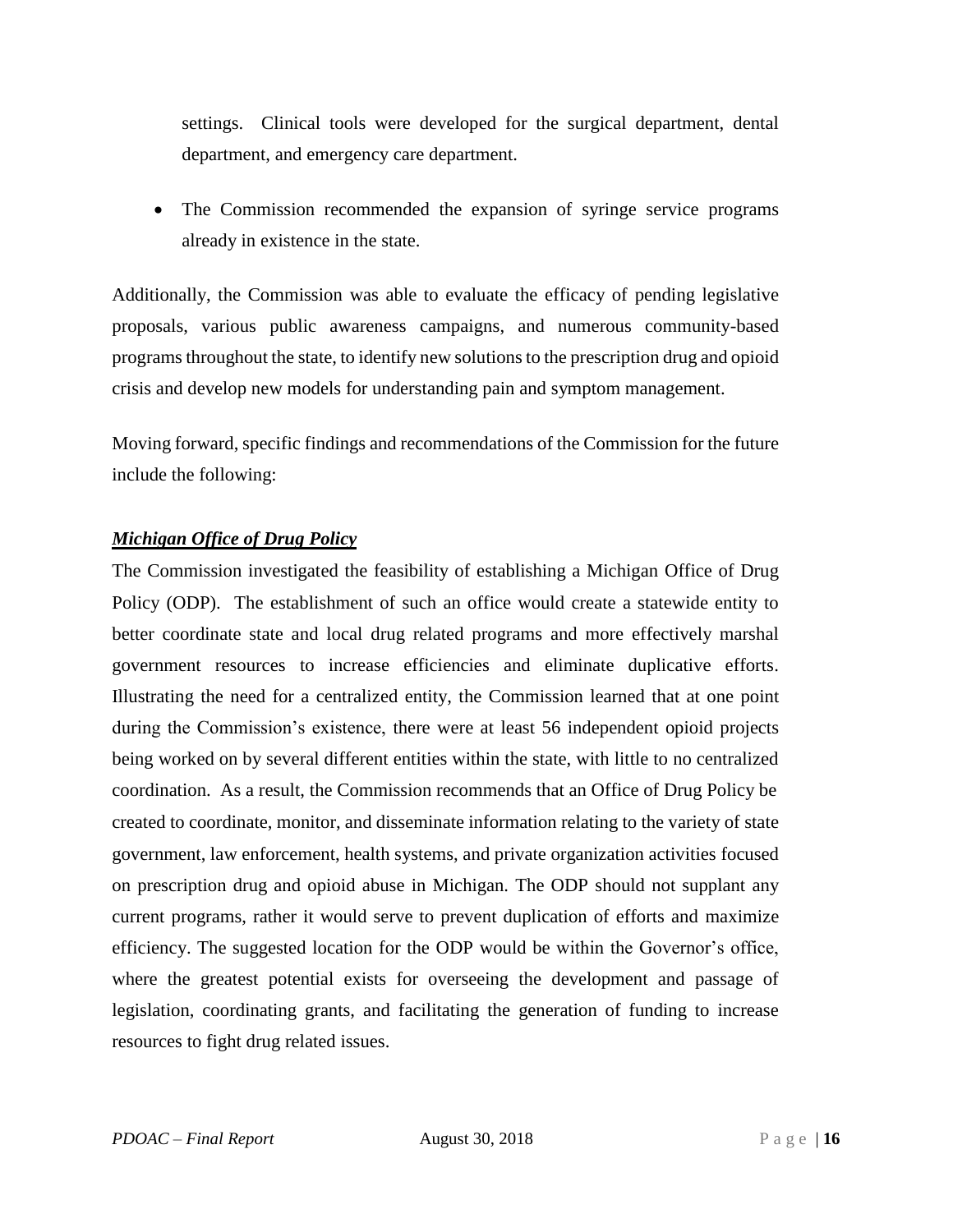settings. Clinical tools were developed for the surgical department, dental department, and emergency care department.

- The Commission recommended the expansion of syringe service programs already in existence in the state.

Additionally, the Commission was able to evaluate the efficacy of pending legislative proposals, various public awareness campaigns, and numerous community-based programs throughout the state, to identify new solutions to the prescription drug and opioid crisis and develop new models for understanding pain and symptom management.

Moving forward, specific findings and recommendations of the Commission for the future include the following:

***Michigan Office of Drug Policy***

The Commission investigated the feasibility of establishing a Michigan Office of Drug Policy (ODP). The establishment of such an office would create a statewide entity to better coordinate state and local drug related programs and more effectively marshal government resources to increase efficiencies and eliminate duplicative efforts. Illustrating the need for a centralized entity, the Commission learned that at one point during the Commission's existence, there were at least 56 independent opioid projects being worked on by several different entities within the state, with little to no centralized coordination. As a result, the Commission recommends that an Office of Drug Policy be created to coordinate, monitor, and disseminate information relating to the variety of state government, law enforcement, health systems, and private organization activities focused on prescription drug and opioid abuse in Michigan. The ODP should not supplant any current programs, rather it would serve to prevent duplication of efforts and maximize efficiency. The suggested location for the ODP would be within the Governor's office, where the greatest potential exists for overseeing the development and passage of legislation, coordinating grants, and facilitating the generation of funding to increase resources to fight drug related issues.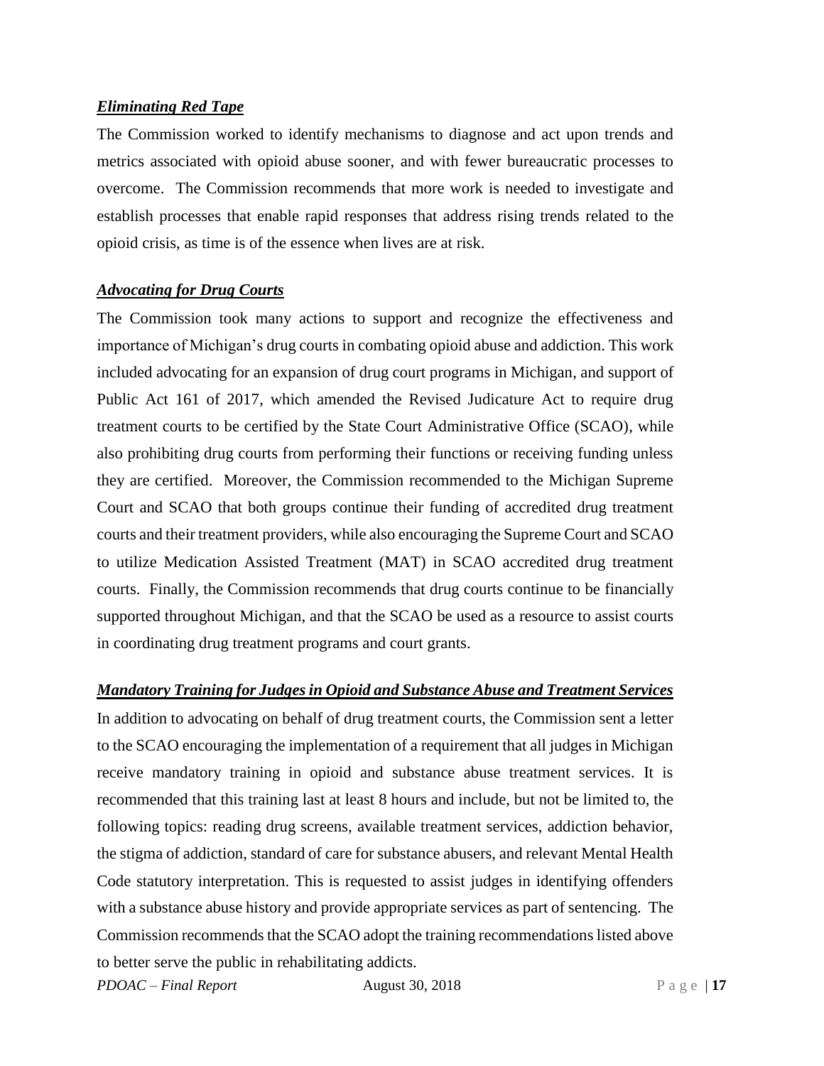### ***Eliminating Red Tape***

The Commission worked to identify mechanisms to diagnose and act upon trends and metrics associated with opioid abuse sooner, and with fewer bureaucratic processes to overcome. The Commission recommends that more work is needed to investigate and establish processes that enable rapid responses that address rising trends related to the opioid crisis, as time is of the essence when lives are at risk.

### ***Advocating for Drug Courts***

The Commission took many actions to support and recognize the effectiveness and importance of Michigan's drug courts in combating opioid abuse and addiction. This work included advocating for an expansion of drug court programs in Michigan, and support of Public Act 161 of 2017, which amended the Revised Judicature Act to require drug treatment courts to be certified by the State Court Administrative Office (SCAO), while also prohibiting drug courts from performing their functions or receiving funding unless they are certified. Moreover, the Commission recommended to the Michigan Supreme Court and SCAO that both groups continue their funding of accredited drug treatment courts and their treatment providers, while also encouraging the Supreme Court and SCAO to utilize Medication Assisted Treatment (MAT) in SCAO accredited drug treatment courts. Finally, the Commission recommends that drug courts continue to be financially supported throughout Michigan, and that the SCAO be used as a resource to assist courts in coordinating drug treatment programs and court grants.

### ***Mandatory Training for Judges in Opioid and Substance Abuse and Treatment Services***

In addition to advocating on behalf of drug treatment courts, the Commission sent a letter to the SCAO encouraging the implementation of a requirement that all judges in Michigan receive mandatory training in opioid and substance abuse treatment services. It is recommended that this training last at least 8 hours and include, but not be limited to, the following topics: reading drug screens, available treatment services, addiction behavior, the stigma of addiction, standard of care for substance abusers, and relevant Mental Health Code statutory interpretation. This is requested to assist judges in identifying offenders with a substance abuse history and provide appropriate services as part of sentencing. The Commission recommends that the SCAO adopt the training recommendations listed above to better serve the public in rehabilitating addicts.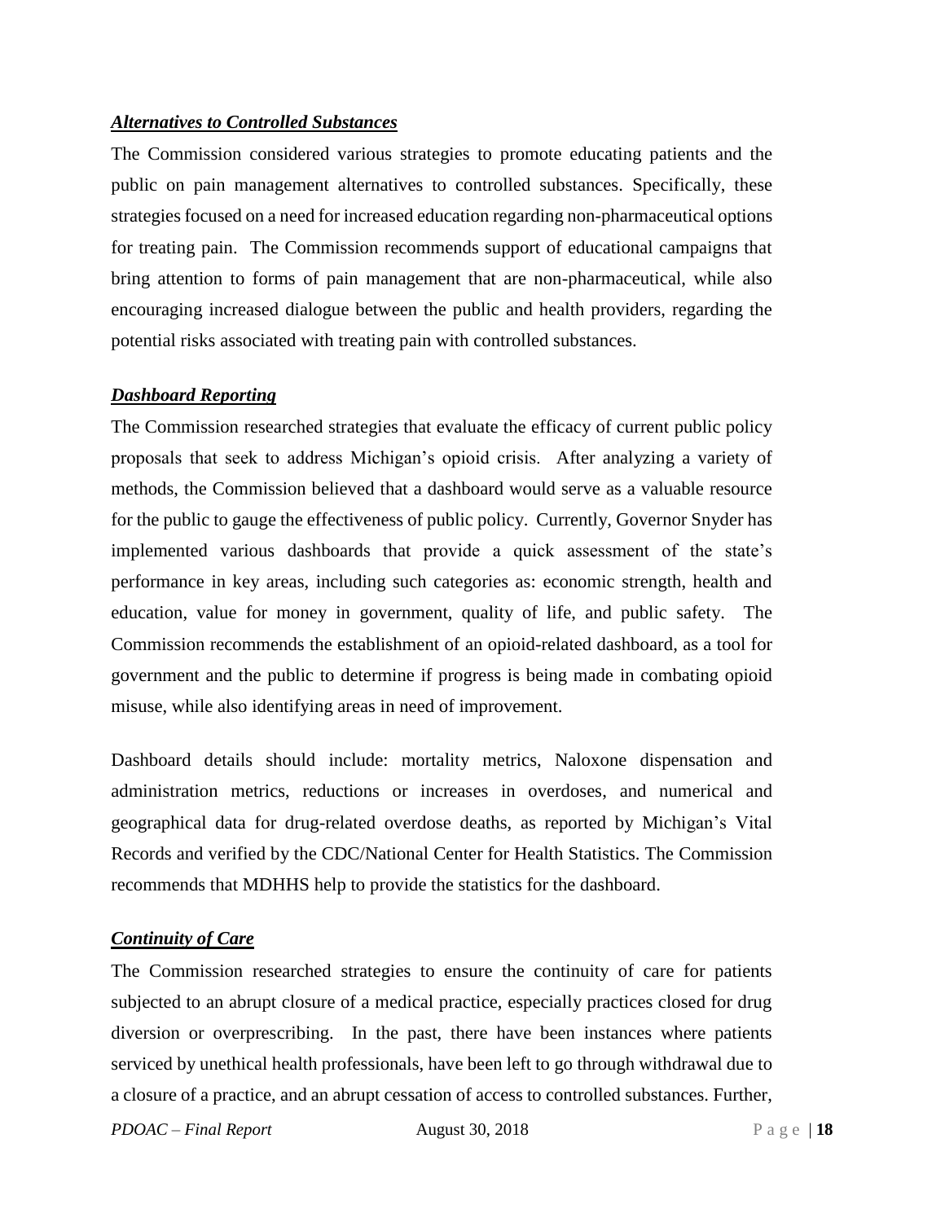***Alternatives to Controlled Substances***

The Commission considered various strategies to promote educating patients and the public on pain management alternatives to controlled substances. Specifically, these strategies focused on a need for increased education regarding non-pharmaceutical options for treating pain. The Commission recommends support of educational campaigns that bring attention to forms of pain management that are non-pharmaceutical, while also encouraging increased dialogue between the public and health providers, regarding the potential risks associated with treating pain with controlled substances.

***Dashboard Reporting***

The Commission researched strategies that evaluate the efficacy of current public policy proposals that seek to address Michigan's opioid crisis. After analyzing a variety of methods, the Commission believed that a dashboard would serve as a valuable resource for the public to gauge the effectiveness of public policy. Currently, Governor Snyder has implemented various dashboards that provide a quick assessment of the state's performance in key areas, including such categories as: economic strength, health and education, value for money in government, quality of life, and public safety. The Commission recommends the establishment of an opioid-related dashboard, as a tool for government and the public to determine if progress is being made in combating opioid misuse, while also identifying areas in need of improvement.

Dashboard details should include: mortality metrics, Naloxone dispensation and administration metrics, reductions or increases in overdoses, and numerical and geographical data for drug-related overdose deaths, as reported by Michigan's Vital Records and verified by the CDC/National Center for Health Statistics. The Commission recommends that MDHHS help to provide the statistics for the dashboard.

***Continuity of Care***

The Commission researched strategies to ensure the continuity of care for patients subjected to an abrupt closure of a medical practice, especially practices closed for drug diversion or overprescribing. In the past, there have been instances where patients serviced by unethical health professionals, have been left to go through withdrawal due to a closure of a practice, and an abrupt cessation of access to controlled substances. Further,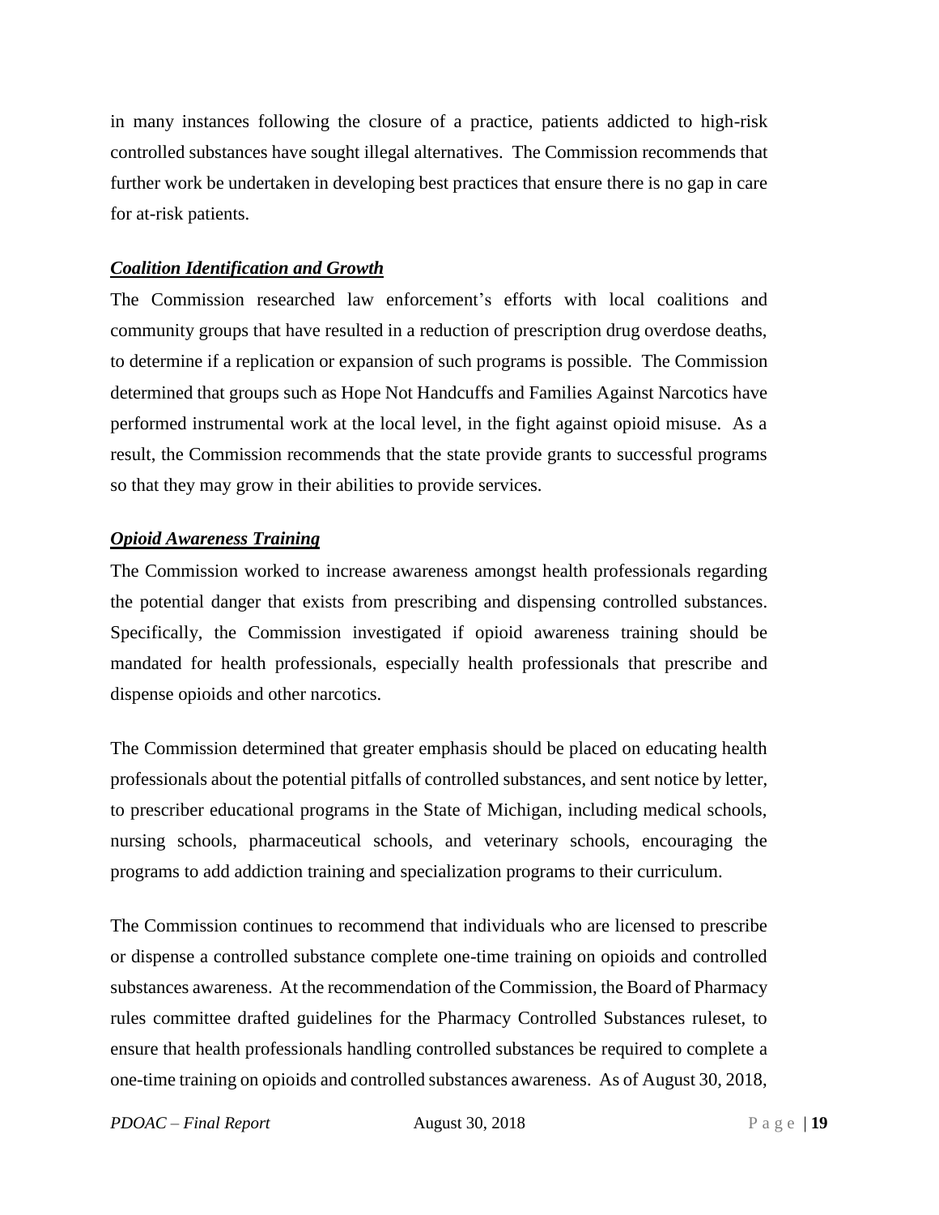in many instances following the closure of a practice, patients addicted to high-risk controlled substances have sought illegal alternatives. The Commission recommends that further work be undertaken in developing best practices that ensure there is no gap in care for at-risk patients.

***<u>Coalition Identification and Growth</u>***

The Commission researched law enforcement's efforts with local coalitions and community groups that have resulted in a reduction of prescription drug overdose deaths, to determine if a replication or expansion of such programs is possible. The Commission determined that groups such as Hope Not Handcuffs and Families Against Narcotics have performed instrumental work at the local level, in the fight against opioid misuse. As a result, the Commission recommends that the state provide grants to successful programs so that they may grow in their abilities to provide services.

***<u>Opioid Awareness Training</u>***

The Commission worked to increase awareness amongst health professionals regarding the potential danger that exists from prescribing and dispensing controlled substances. Specifically, the Commission investigated if opioid awareness training should be mandated for health professionals, especially health professionals that prescribe and dispense opioids and other narcotics.

The Commission determined that greater emphasis should be placed on educating health professionals about the potential pitfalls of controlled substances, and sent notice by letter, to prescriber educational programs in the State of Michigan, including medical schools, nursing schools, pharmaceutical schools, and veterinary schools, encouraging the programs to add addiction training and specialization programs to their curriculum.

The Commission continues to recommend that individuals who are licensed to prescribe or dispense a controlled substance complete one-time training on opioids and controlled substances awareness. At the recommendation of the Commission, the Board of Pharmacy rules committee drafted guidelines for the Pharmacy Controlled Substances ruleset, to ensure that health professionals handling controlled substances be required to complete a one-time training on opioids and controlled substances awareness. As of August 30, 2018,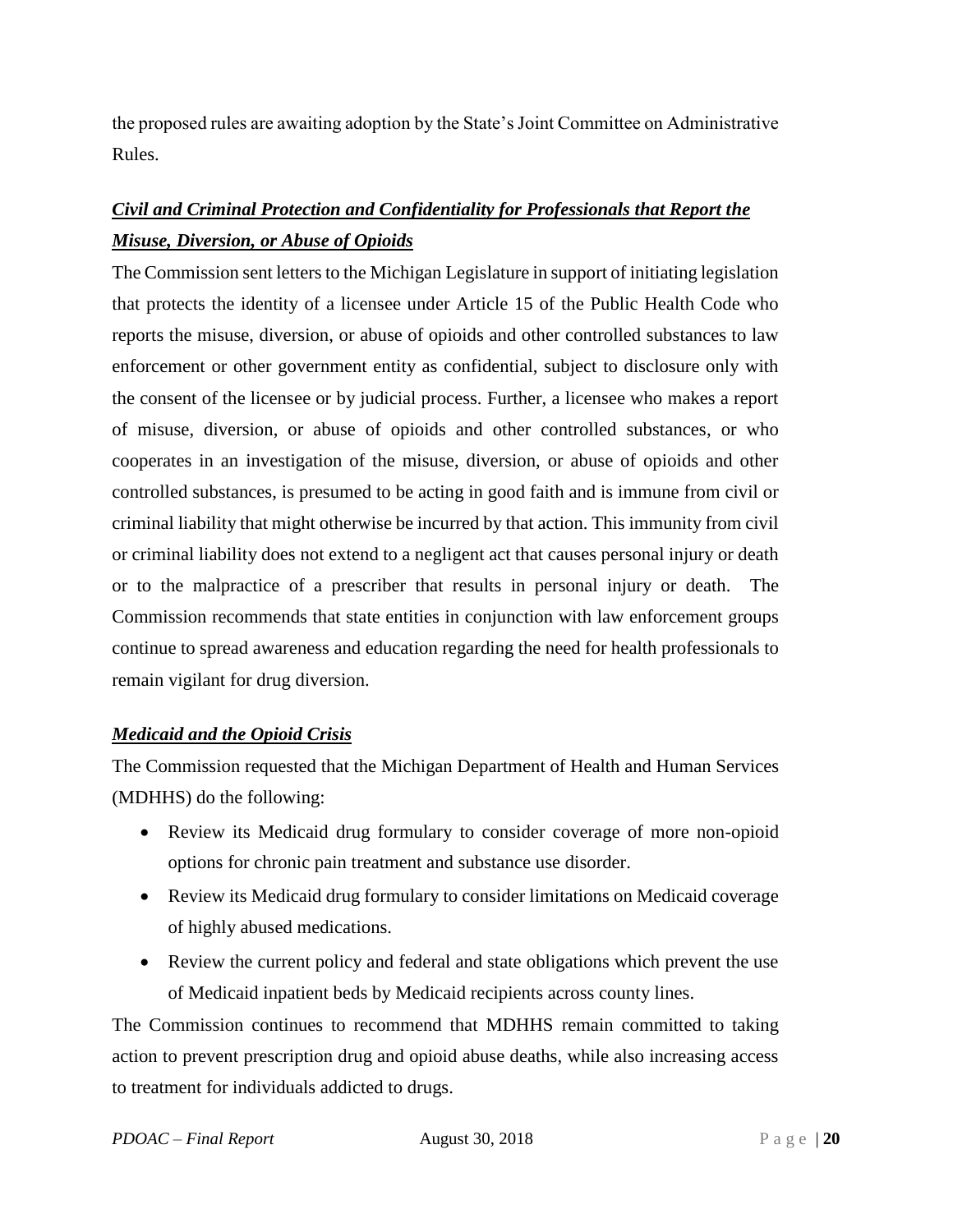the proposed rules are awaiting adoption by the State's Joint Committee on Administrative Rules.

### ***Civil and Criminal Protection and Confidentiality for Professionals that Report the Misuse, Diversion, or Abuse of Opioids***

The Commission sent letters to the Michigan Legislature in support of initiating legislation that protects the identity of a licensee under Article 15 of the Public Health Code who reports the misuse, diversion, or abuse of opioids and other controlled substances to law enforcement or other government entity as confidential, subject to disclosure only with the consent of the licensee or by judicial process. Further, a licensee who makes a report of misuse, diversion, or abuse of opioids and other controlled substances, or who cooperates in an investigation of the misuse, diversion, or abuse of opioids and other controlled substances, is presumed to be acting in good faith and is immune from civil or criminal liability that might otherwise be incurred by that action. This immunity from civil or criminal liability does not extend to a negligent act that causes personal injury or death or to the malpractice of a prescriber that results in personal injury or death. The Commission recommends that state entities in conjunction with law enforcement groups continue to spread awareness and education regarding the need for health professionals to remain vigilant for drug diversion.

### ***Medicaid and the Opioid Crisis***

The Commission requested that the Michigan Department of Health and Human Services (MDHHS) do the following:

- Review its Medicaid drug formulary to consider coverage of more non-opioid options for chronic pain treatment and substance use disorder.
- Review its Medicaid drug formulary to consider limitations on Medicaid coverage of highly abused medications.
- Review the current policy and federal and state obligations which prevent the use of Medicaid inpatient beds by Medicaid recipients across county lines.

The Commission continues to recommend that MDHHS remain committed to taking action to prevent prescription drug and opioid abuse deaths, while also increasing access to treatment for individuals addicted to drugs.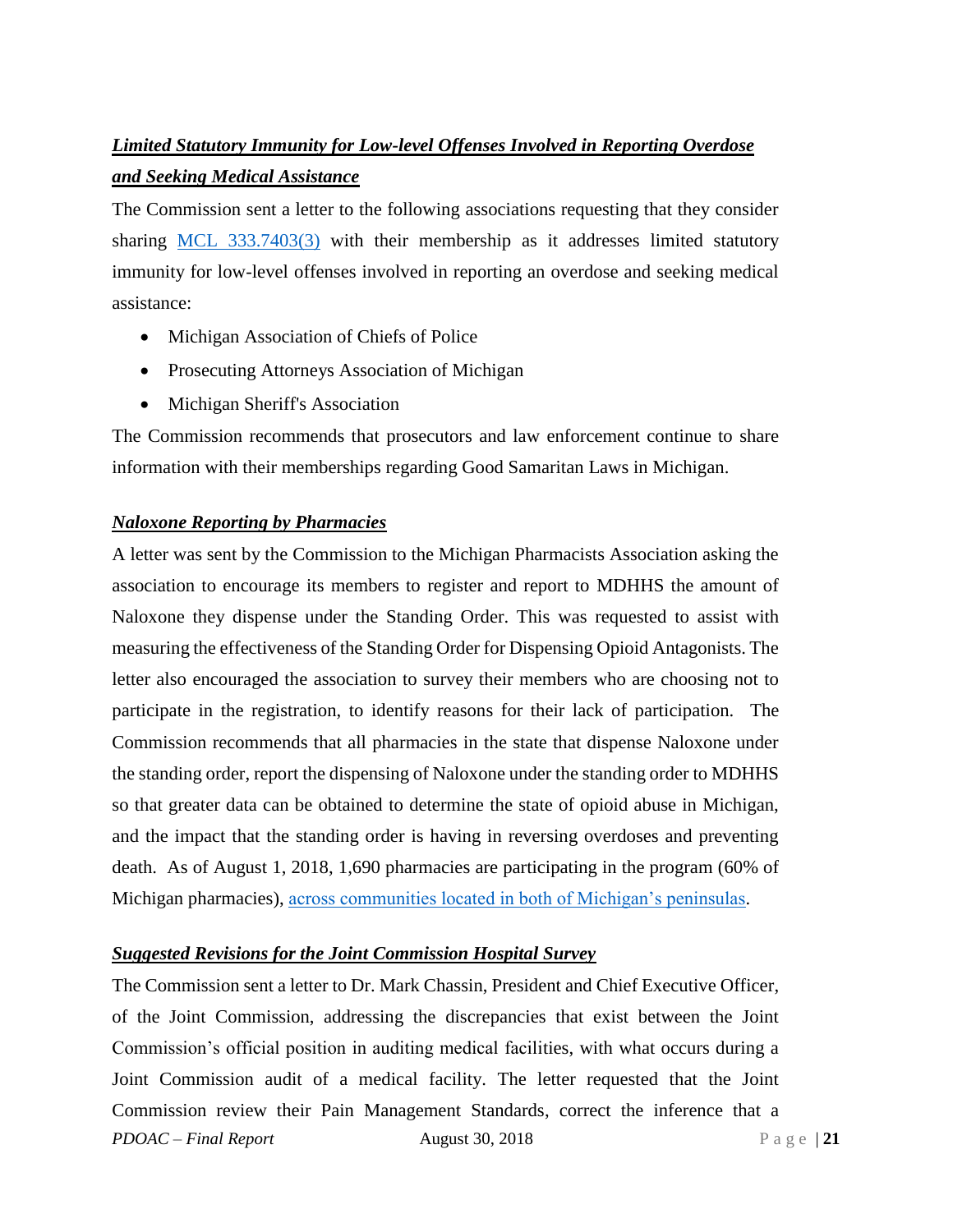***Limited Statutory Immunity for Low-level Offenses Involved in Reporting Overdose and Seeking Medical Assistance***

The Commission sent a letter to the following associations requesting that they consider sharing MCL 333.7403(3) with their membership as it addresses limited statutory immunity for low-level offenses involved in reporting an overdose and seeking medical assistance:

- Michigan Association of Chiefs of Police
- Prosecuting Attorneys Association of Michigan
- Michigan Sheriff's Association

The Commission recommends that prosecutors and law enforcement continue to share information with their memberships regarding Good Samaritan Laws in Michigan.

***Naloxone Reporting by Pharmacies***

A letter was sent by the Commission to the Michigan Pharmacists Association asking the association to encourage its members to register and report to MDHHS the amount of Naloxone they dispense under the Standing Order. This was requested to assist with measuring the effectiveness of the Standing Order for Dispensing Opioid Antagonists. The letter also encouraged the association to survey their members who are choosing not to participate in the registration, to identify reasons for their lack of participation. The Commission recommends that all pharmacies in the state that dispense Naloxone under the standing order, report the dispensing of Naloxone under the standing order to MDHHS so that greater data can be obtained to determine the state of opioid abuse in Michigan, and the impact that the standing order is having in reversing overdoses and preventing death. As of August 1, 2018, 1,690 pharmacies are participating in the program (60% of Michigan pharmacies), across communities located in both of Michigan's peninsulas.

***Suggested Revisions for the Joint Commission Hospital Survey***

The Commission sent a letter to Dr. Mark Chassin, President and Chief Executive Officer, of the Joint Commission, addressing the discrepancies that exist between the Joint Commission's official position in auditing medical facilities, with what occurs during a Joint Commission audit of a medical facility. The letter requested that the Joint Commission review their Pain Management Standards, correct the inference that a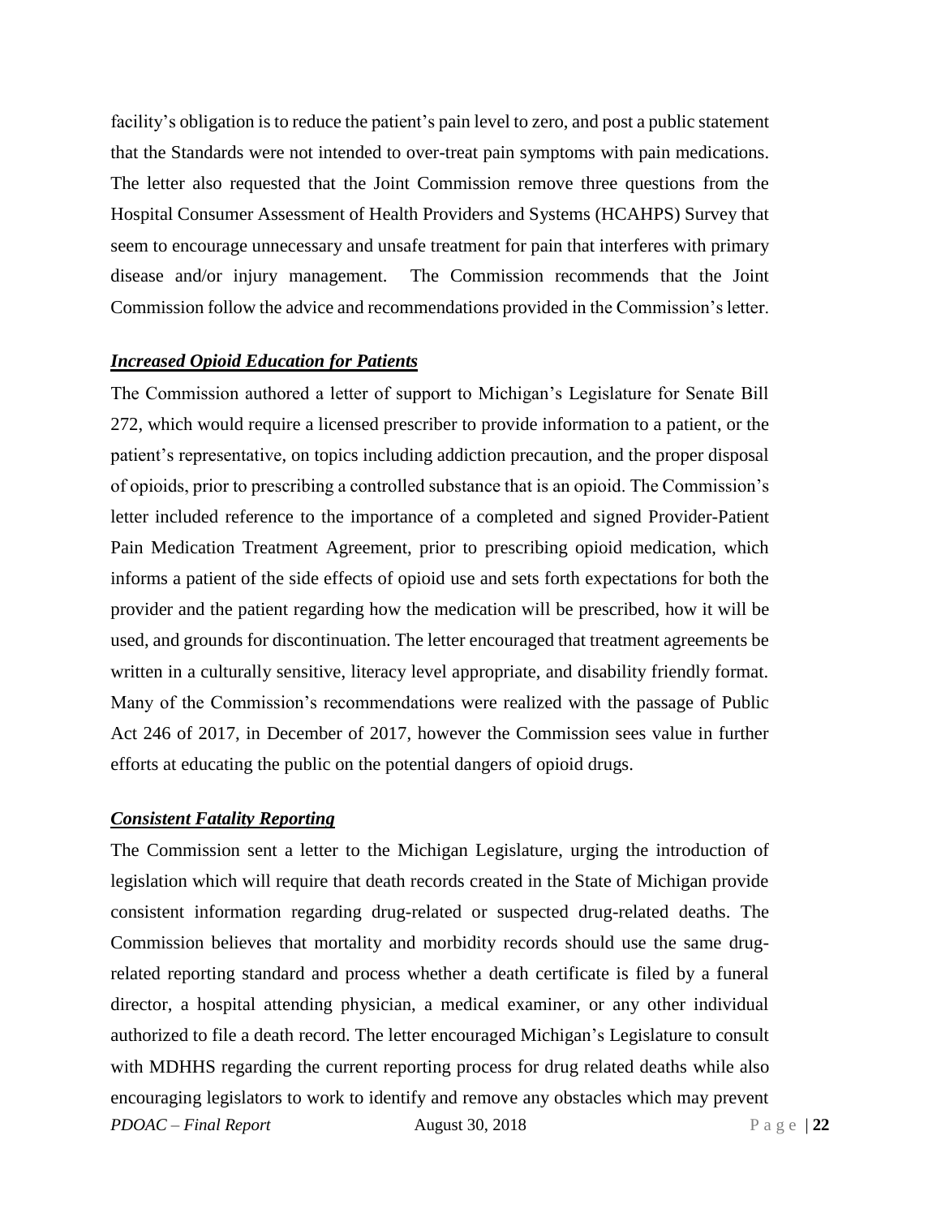facility's obligation is to reduce the patient's pain level to zero, and post a public statement that the Standards were not intended to over-treat pain symptoms with pain medications. The letter also requested that the Joint Commission remove three questions from the Hospital Consumer Assessment of Health Providers and Systems (HCAHPS) Survey that seem to encourage unnecessary and unsafe treatment for pain that interferes with primary disease and/or injury management. The Commission recommends that the Joint Commission follow the advice and recommendations provided in the Commission's letter.

***Increased Opioid Education for Patients***

The Commission authored a letter of support to Michigan's Legislature for Senate Bill 272, which would require a licensed prescriber to provide information to a patient, or the patient's representative, on topics including addiction precaution, and the proper disposal of opioids, prior to prescribing a controlled substance that is an opioid. The Commission's letter included reference to the importance of a completed and signed Provider-Patient Pain Medication Treatment Agreement, prior to prescribing opioid medication, which informs a patient of the side effects of opioid use and sets forth expectations for both the provider and the patient regarding how the medication will be prescribed, how it will be used, and grounds for discontinuation. The letter encouraged that treatment agreements be written in a culturally sensitive, literacy level appropriate, and disability friendly format. Many of the Commission's recommendations were realized with the passage of Public Act 246 of 2017, in December of 2017, however the Commission sees value in further efforts at educating the public on the potential dangers of opioid drugs.

***Consistent Fatality Reporting***

The Commission sent a letter to the Michigan Legislature, urging the introduction of legislation which will require that death records created in the State of Michigan provide consistent information regarding drug-related or suspected drug-related deaths. The Commission believes that mortality and morbidity records should use the same drug-related reporting standard and process whether a death certificate is filed by a funeral director, a hospital attending physician, a medical examiner, or any other individual authorized to file a death record. The letter encouraged Michigan's Legislature to consult with MDHHS regarding the current reporting process for drug related deaths while also encouraging legislators to work to identify and remove any obstacles which may prevent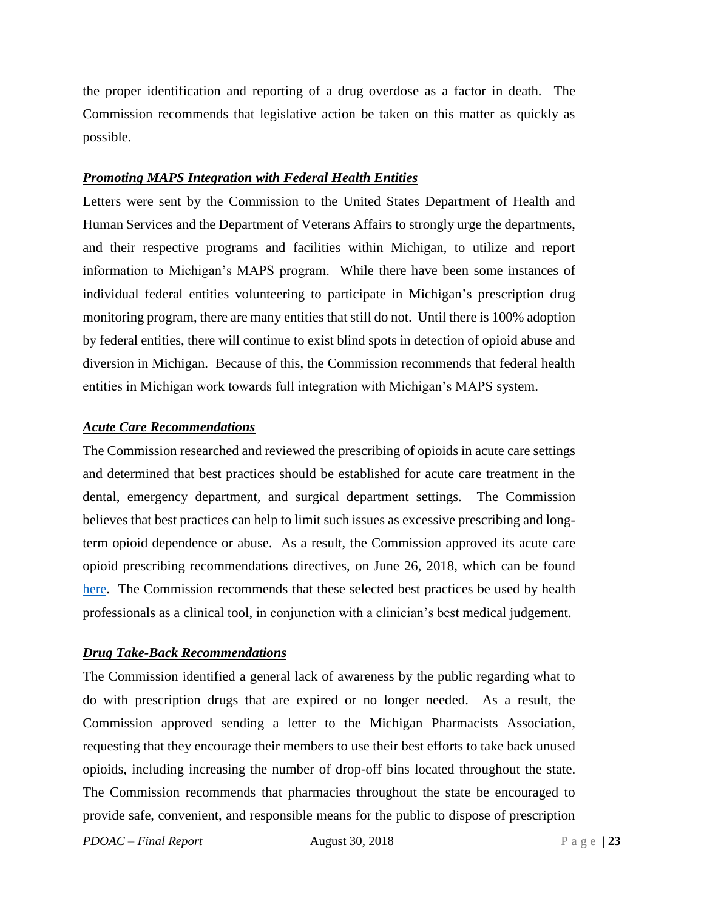the proper identification and reporting of a drug overdose as a factor in death. The Commission recommends that legislative action be taken on this matter as quickly as possible.

***Promoting MAPS Integration with Federal Health Entities***

Letters were sent by the Commission to the United States Department of Health and Human Services and the Department of Veterans Affairs to strongly urge the departments, and their respective programs and facilities within Michigan, to utilize and report information to Michigan's MAPS program. While there have been some instances of individual federal entities volunteering to participate in Michigan's prescription drug monitoring program, there are many entities that still do not. Until there is 100% adoption by federal entities, there will continue to exist blind spots in detection of opioid abuse and diversion in Michigan. Because of this, the Commission recommends that federal health entities in Michigan work towards full integration with Michigan's MAPS system.

***Acute Care Recommendations***

The Commission researched and reviewed the prescribing of opioids in acute care settings and determined that best practices should be established for acute care treatment in the dental, emergency department, and surgical department settings. The Commission believes that best practices can help to limit such issues as excessive prescribing and long-term opioid dependence or abuse. As a result, the Commission approved its acute care opioid prescribing recommendations directives, on June 26, 2018, which can be found here. The Commission recommends that these selected best practices be used by health professionals as a clinical tool, in conjunction with a clinician's best medical judgement.

***Drug Take-Back Recommendations***

The Commission identified a general lack of awareness by the public regarding what to do with prescription drugs that are expired or no longer needed. As a result, the Commission approved sending a letter to the Michigan Pharmacists Association, requesting that they encourage their members to use their best efforts to take back unused opioids, including increasing the number of drop-off bins located throughout the state. The Commission recommends that pharmacies throughout the state be encouraged to provide safe, convenient, and responsible means for the public to dispose of prescription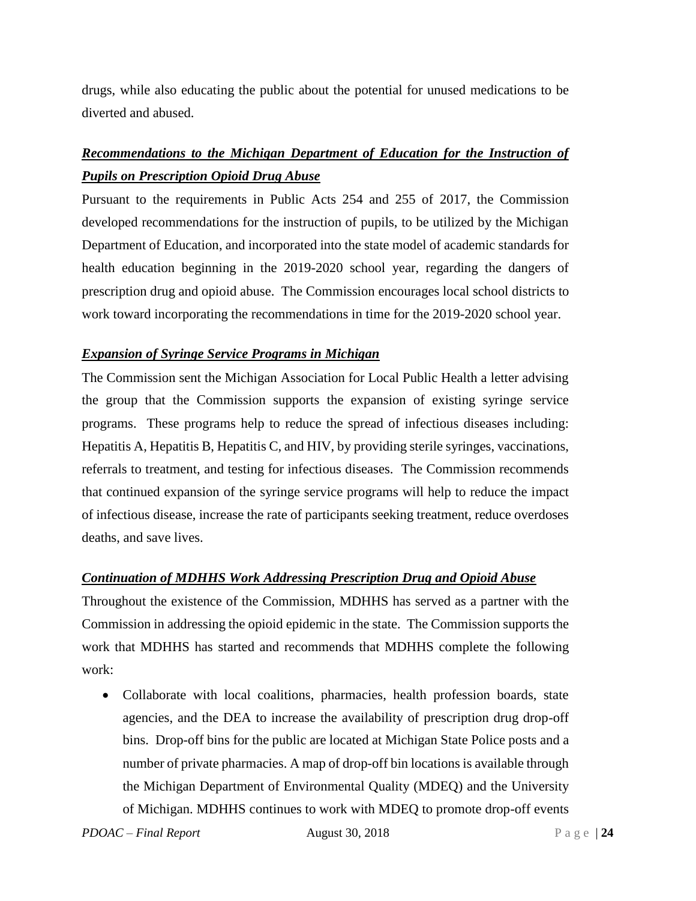drugs, while also educating the public about the potential for unused medications to be diverted and abused.

### ***Recommendations to the Michigan Department of Education for the Instruction of Pupils on Prescription Opioid Drug Abuse***

Pursuant to the requirements in Public Acts 254 and 255 of 2017, the Commission developed recommendations for the instruction of pupils, to be utilized by the Michigan Department of Education, and incorporated into the state model of academic standards for health education beginning in the 2019-2020 school year, regarding the dangers of prescription drug and opioid abuse. The Commission encourages local school districts to work toward incorporating the recommendations in time for the 2019-2020 school year.

### ***Expansion of Syringe Service Programs in Michigan***

The Commission sent the Michigan Association for Local Public Health a letter advising the group that the Commission supports the expansion of existing syringe service programs. These programs help to reduce the spread of infectious diseases including: Hepatitis A, Hepatitis B, Hepatitis C, and HIV, by providing sterile syringes, vaccinations, referrals to treatment, and testing for infectious diseases. The Commission recommends that continued expansion of the syringe service programs will help to reduce the impact of infectious disease, increase the rate of participants seeking treatment, reduce overdoses deaths, and save lives.

### ***Continuation of MDHHS Work Addressing Prescription Drug and Opioid Abuse***

Throughout the existence of the Commission, MDHHS has served as a partner with the Commission in addressing the opioid epidemic in the state. The Commission supports the work that MDHHS has started and recommends that MDHHS complete the following work:

- Collaborate with local coalitions, pharmacies, health profession boards, state agencies, and the DEA to increase the availability of prescription drug drop-off bins. Drop-off bins for the public are located at Michigan State Police posts and a number of private pharmacies. A map of drop-off bin locations is available through the Michigan Department of Environmental Quality (MDEQ) and the University of Michigan. MDHHS continues to work with MDEQ to promote drop-off events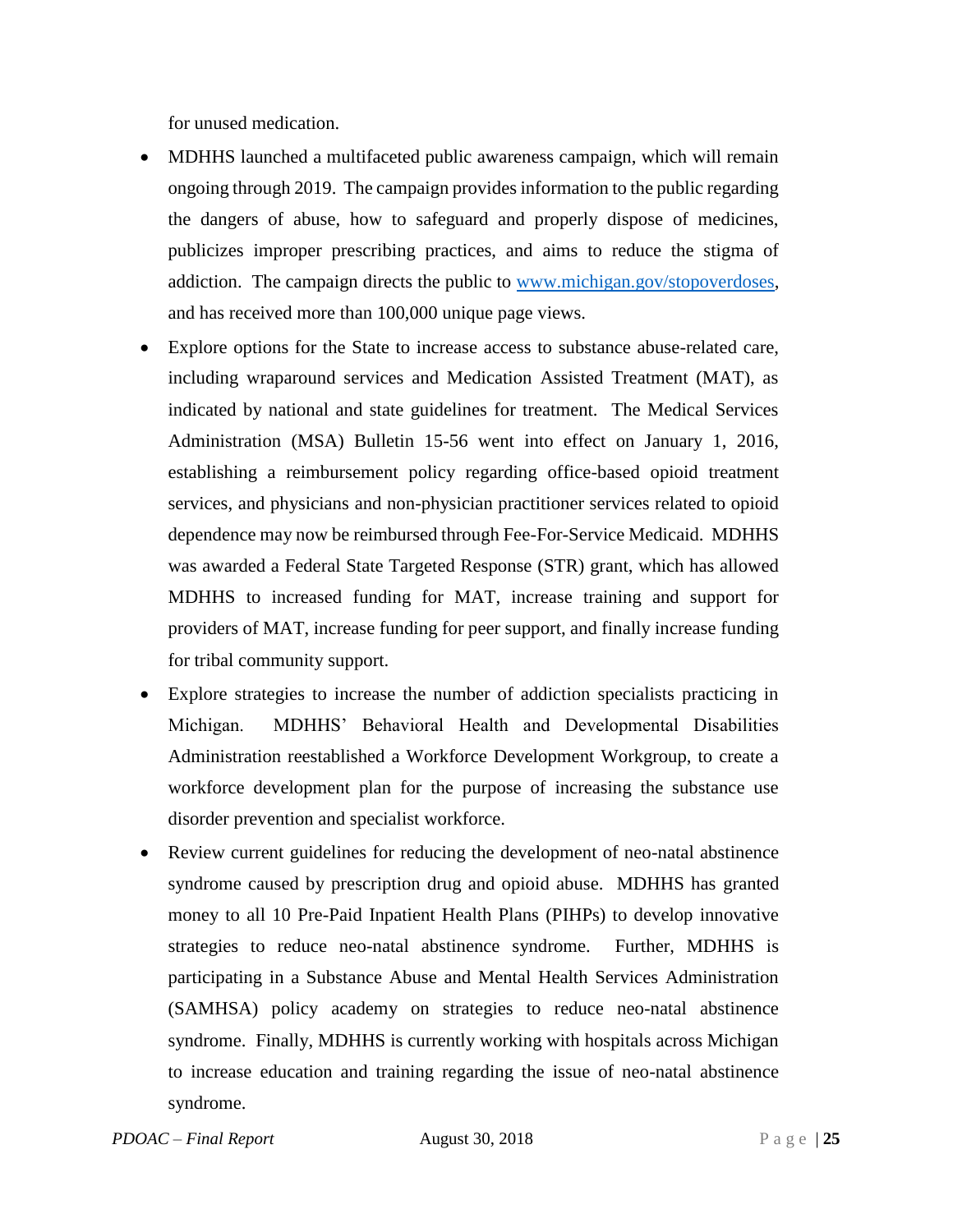for unused medication.

- MDHHS launched a multifaceted public awareness campaign, which will remain ongoing through 2019. The campaign provides information to the public regarding the dangers of abuse, how to safeguard and properly dispose of medicines, publicizes improper prescribing practices, and aims to reduce the stigma of addiction. The campaign directs the public to [www.michigan.gov/stopoverdoses](http://www.michigan.gov/stopoverdoses), and has received more than 100,000 unique page views.
- Explore options for the State to increase access to substance abuse-related care, including wraparound services and Medication Assisted Treatment (MAT), as indicated by national and state guidelines for treatment. The Medical Services Administration (MSA) Bulletin 15-56 went into effect on January 1, 2016, establishing a reimbursement policy regarding office-based opioid treatment services, and physicians and non-physician practitioner services related to opioid dependence may now be reimbursed through Fee-For-Service Medicaid. MDHHS was awarded a Federal State Targeted Response (STR) grant, which has allowed MDHHS to increased funding for MAT, increase training and support for providers of MAT, increase funding for peer support, and finally increase funding for tribal community support.
- Explore strategies to increase the number of addiction specialists practicing in Michigan. MDHHS' Behavioral Health and Developmental Disabilities Administration reestablished a Workforce Development Workgroup, to create a workforce development plan for the purpose of increasing the substance use disorder prevention and specialist workforce.
- Review current guidelines for reducing the development of neo-natal abstinence syndrome caused by prescription drug and opioid abuse. MDHHS has granted money to all 10 Pre-Paid Inpatient Health Plans (PIHPs) to develop innovative strategies to reduce neo-natal abstinence syndrome. Further, MDHHS is participating in a Substance Abuse and Mental Health Services Administration (SAMHSA) policy academy on strategies to reduce neo-natal abstinence syndrome. Finally, MDHHS is currently working with hospitals across Michigan to increase education and training regarding the issue of neo-natal abstinence syndrome.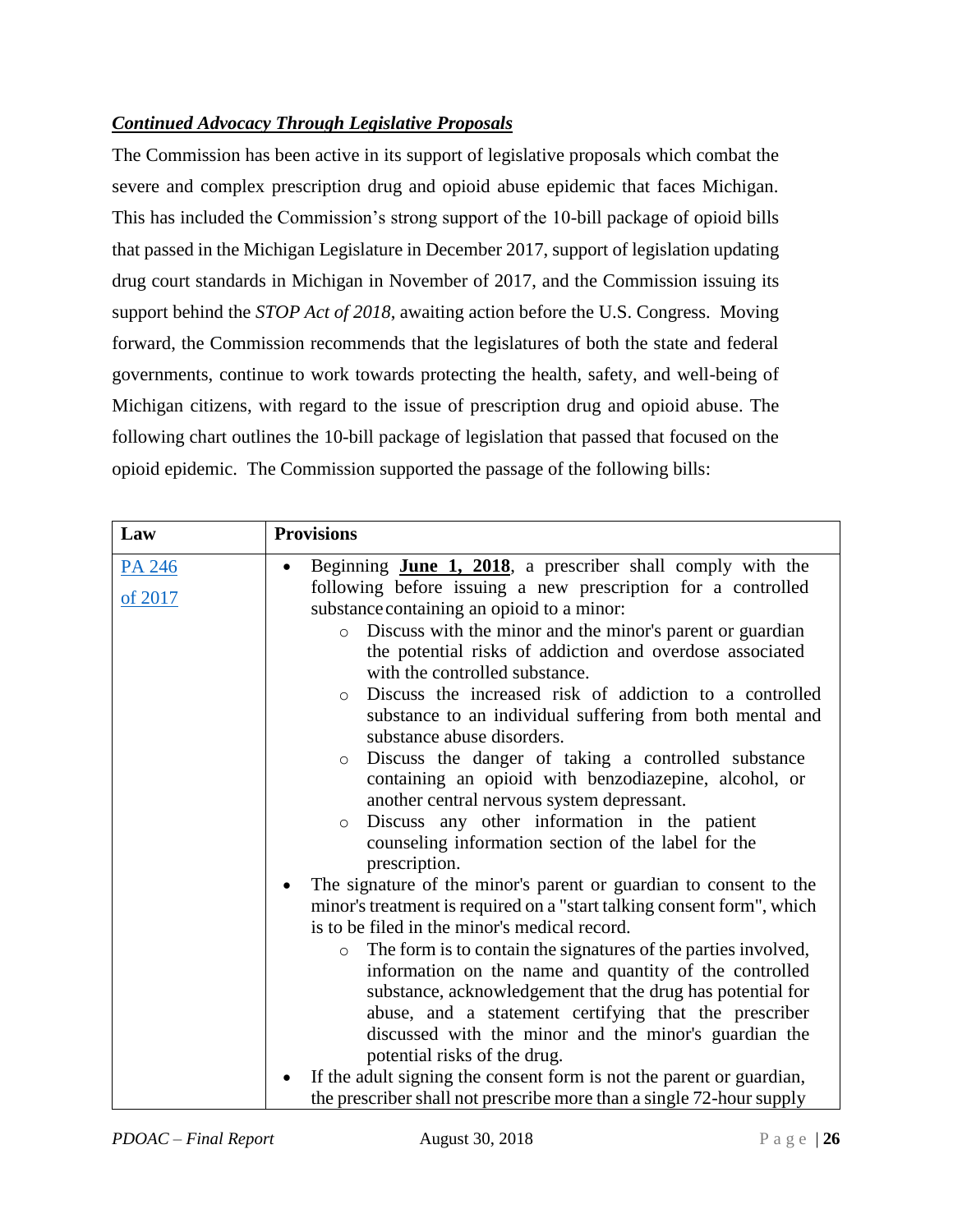***Continued Advocacy Through Legislative Proposals***

The Commission has been active in its support of legislative proposals which combat the severe and complex prescription drug and opioid abuse epidemic that faces Michigan. This has included the Commission's strong support of the 10-bill package of opioid bills that passed in the Michigan Legislature in December 2017, support of legislation updating drug court standards in Michigan in November of 2017, and the Commission issuing its support behind the *STOP Act of 2018*, awaiting action before the U.S. Congress. Moving forward, the Commission recommends that the legislatures of both the state and federal governments, continue to work towards protecting the health, safety, and well-being of Michigan citizens, with regard to the issue of prescription drug and opioid abuse. The following chart outlines the 10-bill package of legislation that passed that focused on the opioid epidemic. The Commission supported the passage of the following bills:

| Law | Provisions |
|---|---|
| [PA 246 of 2017]() | • Beginning <u>**June 1, 2018**</u>, a prescriber shall comply with the following before issuing a new prescription for a controlled substance containing an opioid to a minor:<br>  ○ Discuss with the minor and the minor's parent or guardian the potential risks of addiction and overdose associated with the controlled substance.<br>  ○ Discuss the increased risk of addiction to a controlled substance to an individual suffering from both mental and substance abuse disorders.<br>  ○ Discuss the danger of taking a controlled substance containing an opioid with benzodiazepine, alcohol, or another central nervous system depressant.<br>  ○ Discuss any other information in the patient counseling information section of the label for the prescription.<br>• The signature of the minor's parent or guardian to consent to the minor's treatment is required on a "start talking consent form", which is to be filed in the minor's medical record.<br>  ○ The form is to contain the signatures of the parties involved, information on the name and quantity of the controlled substance, acknowledgement that the drug has potential for abuse, and a statement certifying that the prescriber discussed with the minor and the minor's guardian the potential risks of the drug.<br>• If the adult signing the consent form is not the parent or guardian, the prescriber shall not prescribe more than a single 72-hour supply |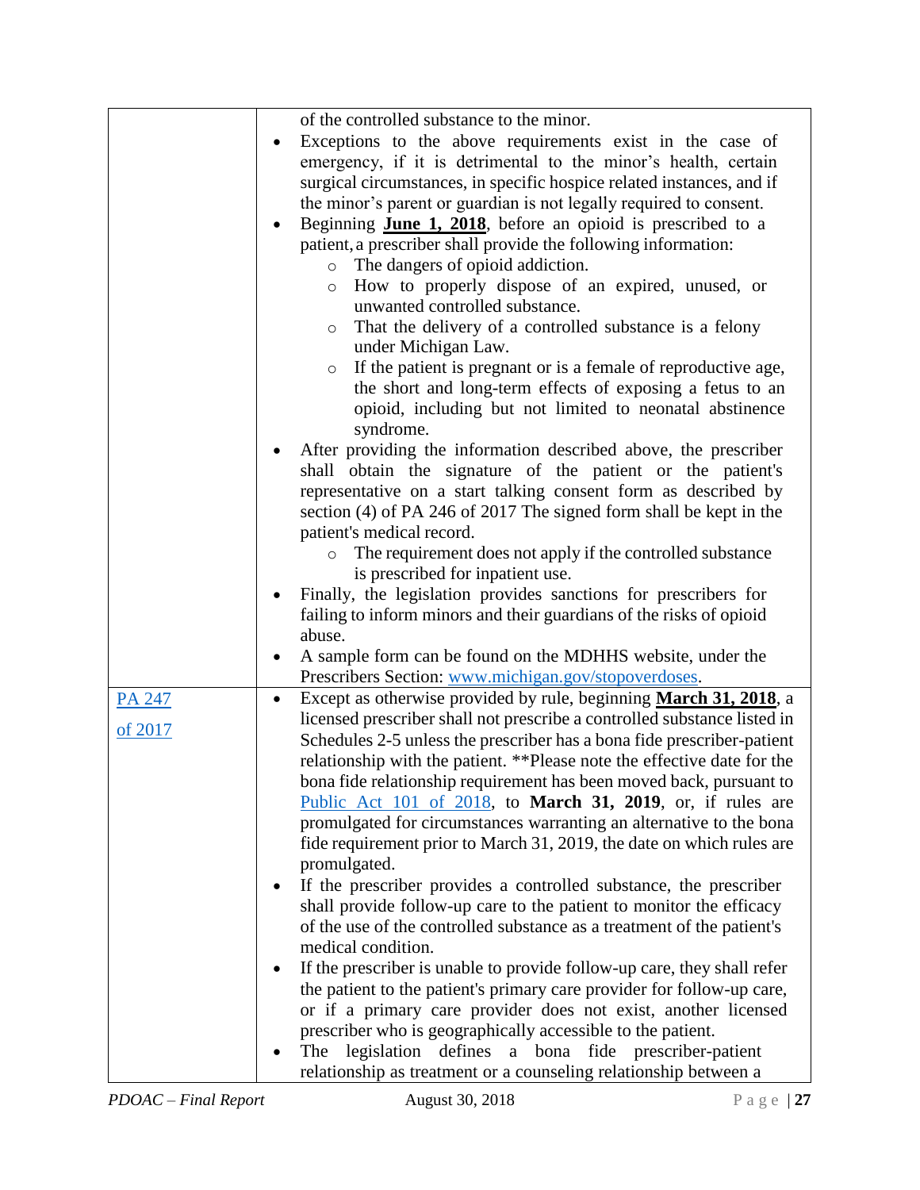| | |
|---|---|
| | of the controlled substance to the minor.<br>• Exceptions to the above requirements exist in the case of emergency, if it is detrimental to the minor's health, certain surgical circumstances, in specific hospice related instances, and if the minor's parent or guardian is not legally required to consent.<br>• Beginning **June 1, 2018**, before an opioid is prescribed to a patient, a prescriber shall provide the following information:<br>&nbsp;&nbsp;○ The dangers of opioid addiction.<br>&nbsp;&nbsp;○ How to properly dispose of an expired, unused, or unwanted controlled substance.<br>&nbsp;&nbsp;○ That the delivery of a controlled substance is a felony under Michigan Law.<br>&nbsp;&nbsp;○ If the patient is pregnant or is a female of reproductive age, the short and long-term effects of exposing a fetus to an opioid, including but not limited to neonatal abstinence syndrome.<br>• After providing the information described above, the prescriber shall obtain the signature of the patient or the patient's representative on a start talking consent form as described by section (4) of PA 246 of 2017 The signed form shall be kept in the patient's medical record.<br>&nbsp;&nbsp;○ The requirement does not apply if the controlled substance is prescribed for inpatient use.<br>• Finally, the legislation provides sanctions for prescribers for failing to inform minors and their guardians of the risks of opioid abuse.<br>• A sample form can be found on the MDHHS website, under the Prescribers Section: www.michigan.gov/stopoverdoses. |
| PA 247 of 2017 | • Except as otherwise provided by rule, beginning **March 31, 2018**, a licensed prescriber shall not prescribe a controlled substance listed in Schedules 2-5 unless the prescriber has a bona fide prescriber-patient relationship with the patient. **Please note the effective date for the bona fide relationship requirement has been moved back, pursuant to Public Act 101 of 2018, to **March 31, 2019**, or, if rules are promulgated for circumstances warranting an alternative to the bona fide requirement prior to March 31, 2019, the date on which rules are promulgated.<br>• If the prescriber provides a controlled substance, the prescriber shall provide follow-up care to the patient to monitor the efficacy of the use of the controlled substance as a treatment of the patient's medical condition.<br>• If the prescriber is unable to provide follow-up care, they shall refer the patient to the patient's primary care provider for follow-up care, or if a primary care provider does not exist, another licensed prescriber who is geographically accessible to the patient.<br>• The legislation defines a bona fide prescriber-patient relationship as treatment or a counseling relationship between a |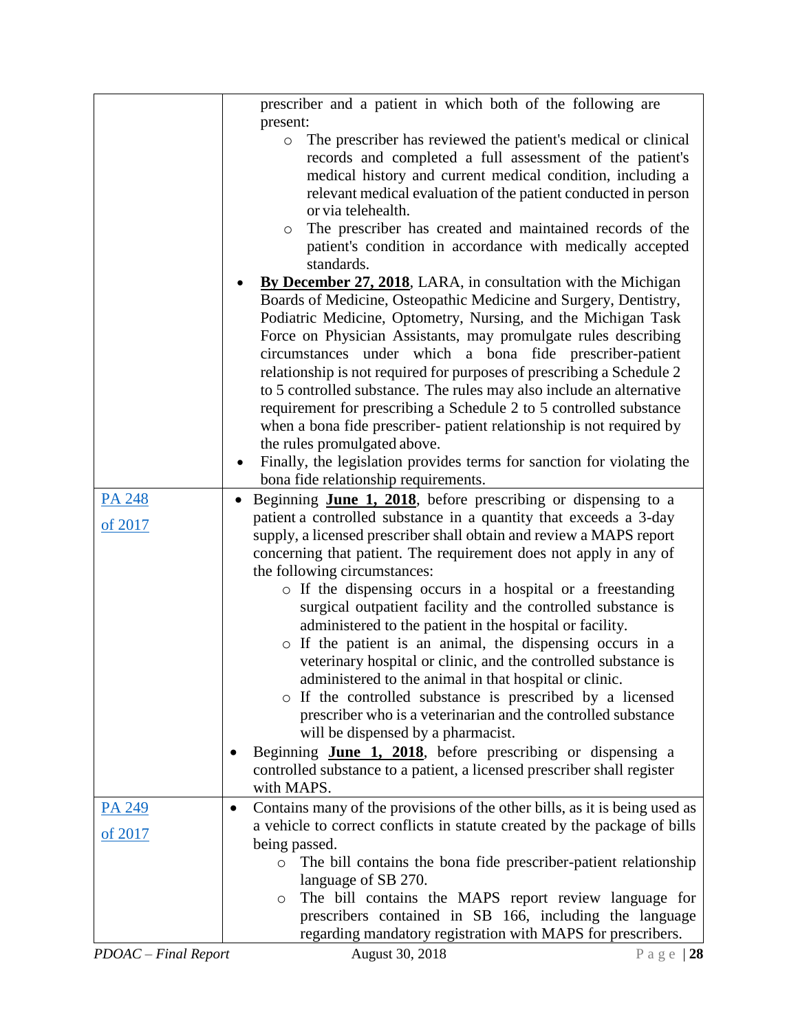| | |
|---|---|
| | prescriber and a patient in which both of the following are present:<br>◦ The prescriber has reviewed the patient's medical or clinical records and completed a full assessment of the patient's medical history and current medical condition, including a relevant medical evaluation of the patient conducted in person or via telehealth.<br>◦ The prescriber has created and maintained records of the patient's condition in accordance with medically accepted standards.<br>• **By December 27, 2018**, LARA, in consultation with the Michigan Boards of Medicine, Osteopathic Medicine and Surgery, Dentistry, Podiatric Medicine, Optometry, Nursing, and the Michigan Task Force on Physician Assistants, may promulgate rules describing circumstances under which a bona fide prescriber-patient relationship is not required for purposes of prescribing a Schedule 2 to 5 controlled substance. The rules may also include an alternative requirement for prescribing a Schedule 2 to 5 controlled substance when a bona fide prescriber- patient relationship is not required by the rules promulgated above.<br>• Finally, the legislation provides terms for sanction for violating the bona fide relationship requirements. |
| PA 248 of 2017 | • Beginning **June 1, 2018**, before prescribing or dispensing to a patient a controlled substance in a quantity that exceeds a 3-day supply, a licensed prescriber shall obtain and review a MAPS report concerning that patient. The requirement does not apply in any of the following circumstances:<br>◦ If the dispensing occurs in a hospital or a freestanding surgical outpatient facility and the controlled substance is administered to the patient in the hospital or facility.<br>◦ If the patient is an animal, the dispensing occurs in a veterinary hospital or clinic, and the controlled substance is administered to the animal in that hospital or clinic.<br>◦ If the controlled substance is prescribed by a licensed prescriber who is a veterinarian and the controlled substance will be dispensed by a pharmacist.<br>• Beginning **June 1, 2018**, before prescribing or dispensing a controlled substance to a patient, a licensed prescriber shall register with MAPS. |
| PA 249 of 2017 | • Contains many of the provisions of the other bills, as it is being used as a vehicle to correct conflicts in statute created by the package of bills being passed.<br>◦ The bill contains the bona fide prescriber-patient relationship language of SB 270.<br>◦ The bill contains the MAPS report review language for prescribers contained in SB 166, including the language regarding mandatory registration with MAPS for prescribers. |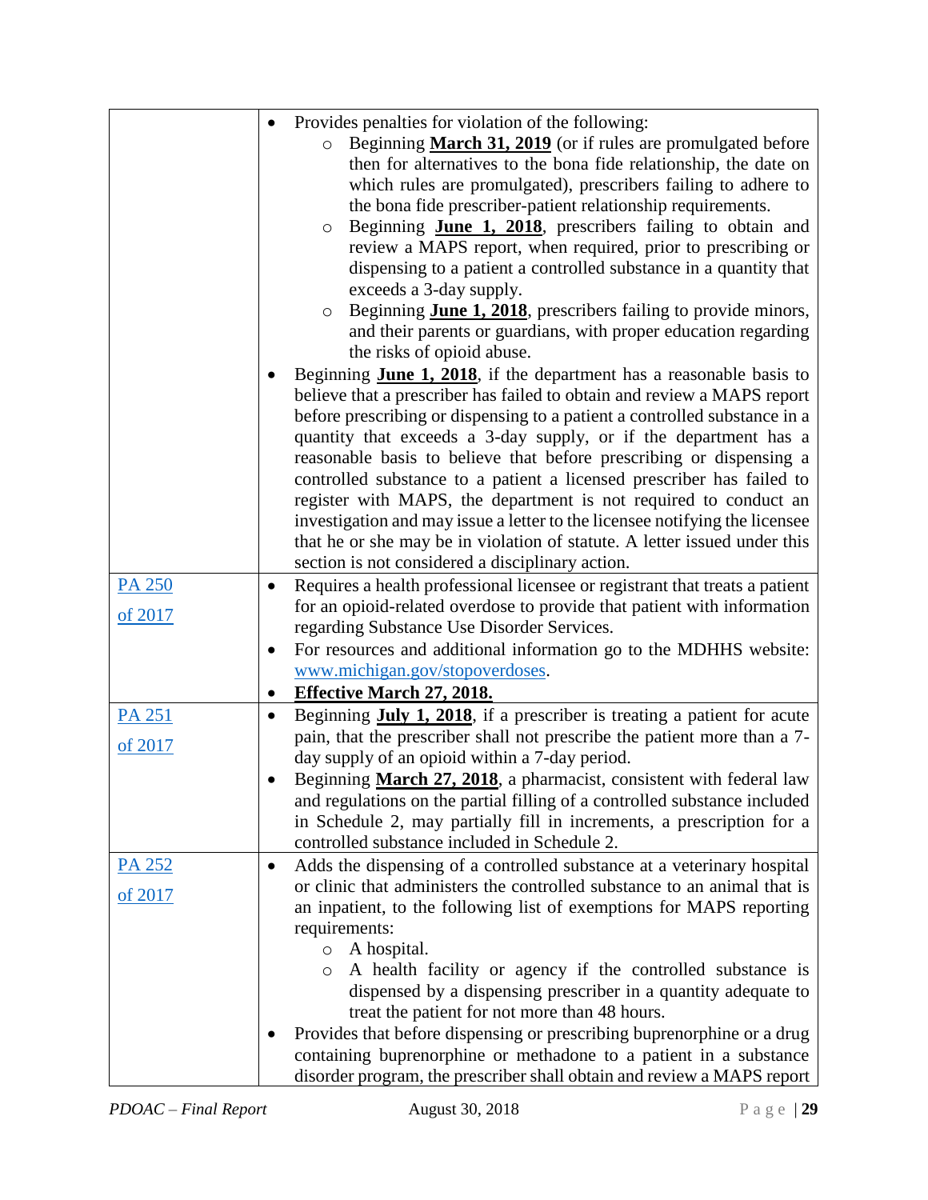| | |
|---|---|
| | • Provides penalties for violation of the following:<br>○ Beginning **<u>March 31, 2019</u>** (or if rules are promulgated before then for alternatives to the bona fide relationship, the date on which rules are promulgated), prescribers failing to adhere to the bona fide prescriber-patient relationship requirements.<br>○ Beginning **<u>June 1, 2018</u>**, prescribers failing to obtain and review a MAPS report, when required, prior to prescribing or dispensing to a patient a controlled substance in a quantity that exceeds a 3-day supply.<br>○ Beginning **<u>June 1, 2018</u>**, prescribers failing to provide minors, and their parents or guardians, with proper education regarding the risks of opioid abuse.<br>• Beginning **<u>June 1, 2018</u>**, if the department has a reasonable basis to believe that a prescriber has failed to obtain and review a MAPS report before prescribing or dispensing to a patient a controlled substance in a quantity that exceeds a 3-day supply, or if the department has a reasonable basis to believe that before prescribing or dispensing a controlled substance to a patient a licensed prescriber has failed to register with MAPS, the department is not required to conduct an investigation and may issue a letter to the licensee notifying the licensee that he or she may be in violation of statute. A letter issued under this section is not considered a disciplinary action. |
| PA 250 of 2017 | • Requires a health professional licensee or registrant that treats a patient for an opioid-related overdose to provide that patient with information regarding Substance Use Disorder Services.<br>• For resources and additional information go to the MDHHS website: www.michigan.gov/stopoverdoses.<br>• **<u>Effective March 27, 2018.</u>** |
| PA 251 of 2017 | • Beginning **<u>July 1, 2018</u>**, if a prescriber is treating a patient for acute pain, that the prescriber shall not prescribe the patient more than a 7-day supply of an opioid within a 7-day period.<br>• Beginning **<u>March 27, 2018</u>**, a pharmacist, consistent with federal law and regulations on the partial filling of a controlled substance included in Schedule 2, may partially fill in increments, a prescription for a controlled substance included in Schedule 2. |
| PA 252 of 2017 | • Adds the dispensing of a controlled substance at a veterinary hospital or clinic that administers the controlled substance to an animal that is an inpatient, to the following list of exemptions for MAPS reporting requirements:<br>○ A hospital.<br>○ A health facility or agency if the controlled substance is dispensed by a dispensing prescriber in a quantity adequate to treat the patient for not more than 48 hours.<br>• Provides that before dispensing or prescribing buprenorphine or a drug containing buprenorphine or methadone to a patient in a substance disorder program, the prescriber shall obtain and review a MAPS report |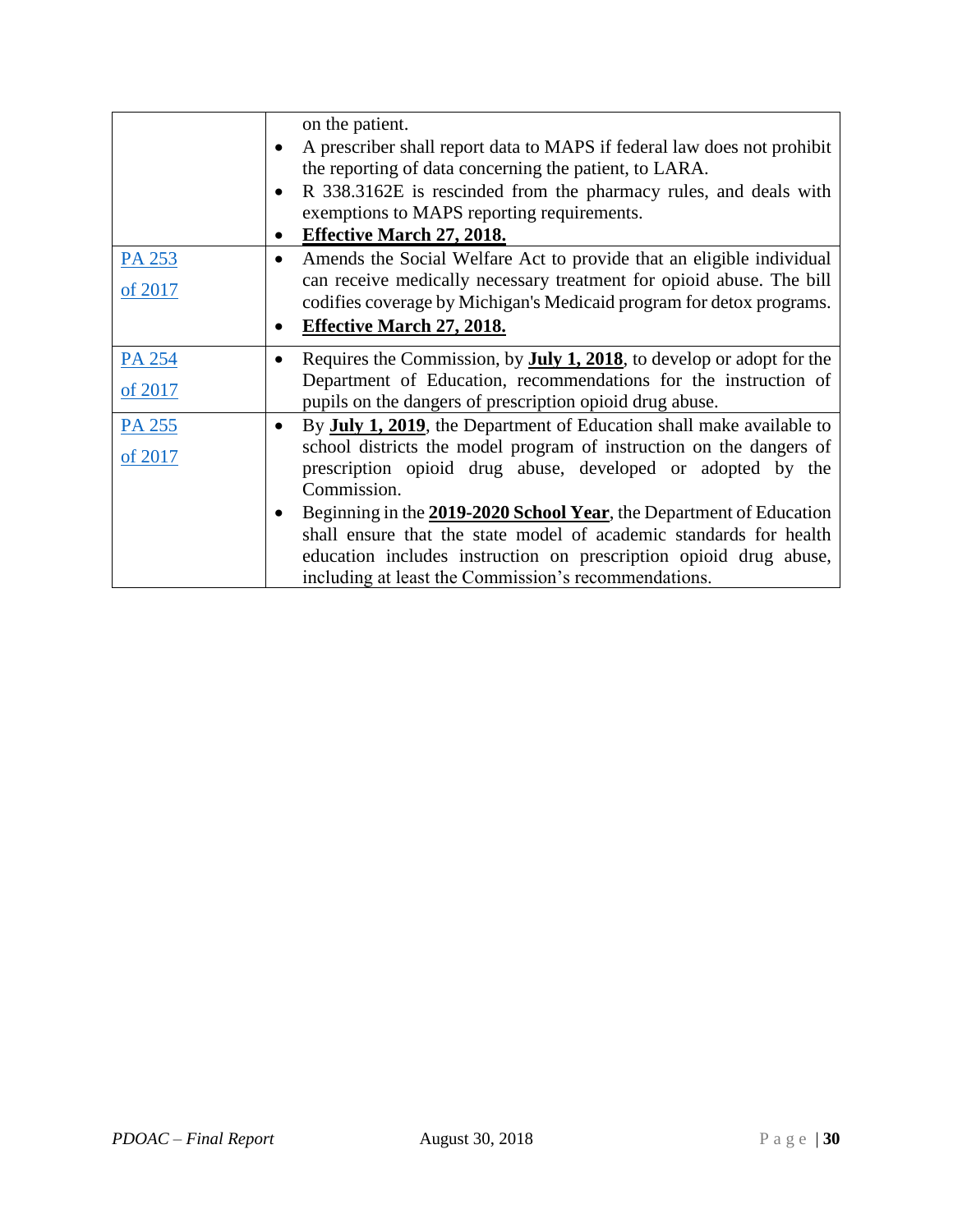| | |
|---|---|
| | on the patient.<br>• A prescriber shall report data to MAPS if federal law does not prohibit the reporting of data concerning the patient, to LARA.<br>• R 338.3162E is rescinded from the pharmacy rules, and deals with exemptions to MAPS reporting requirements.<br>• **Effective March 27, 2018.** |
| PA 253 of 2017 | • Amends the Social Welfare Act to provide that an eligible individual can receive medically necessary treatment for opioid abuse. The bill codifies coverage by Michigan's Medicaid program for detox programs.<br>• **Effective March 27, 2018.** |
| PA 254 of 2017 | • Requires the Commission, by **July 1, 2018**, to develop or adopt for the Department of Education, recommendations for the instruction of pupils on the dangers of prescription opioid drug abuse. |
| PA 255 of 2017 | • By **July 1, 2019**, the Department of Education shall make available to school districts the model program of instruction on the dangers of prescription opioid drug abuse, developed or adopted by the Commission.<br>• Beginning in the **2019-2020 School Year**, the Department of Education shall ensure that the state model of academic standards for health education includes instruction on prescription opioid drug abuse, including at least the Commission's recommendations. |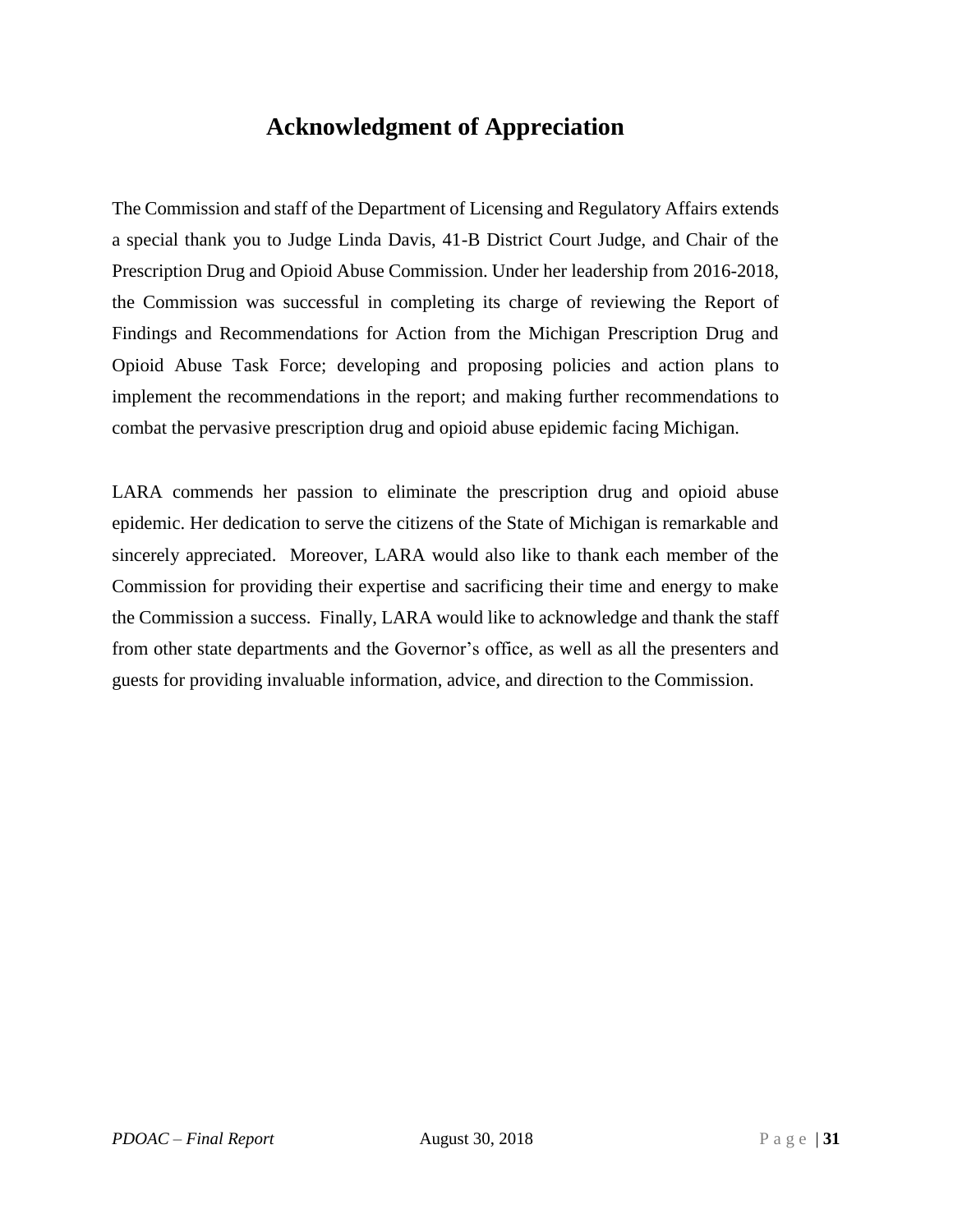# Acknowledgment of Appreciation

The Commission and staff of the Department of Licensing and Regulatory Affairs extends a special thank you to Judge Linda Davis, 41-B District Court Judge, and Chair of the Prescription Drug and Opioid Abuse Commission. Under her leadership from 2016-2018, the Commission was successful in completing its charge of reviewing the Report of Findings and Recommendations for Action from the Michigan Prescription Drug and Opioid Abuse Task Force; developing and proposing policies and action plans to implement the recommendations in the report; and making further recommendations to combat the pervasive prescription drug and opioid abuse epidemic facing Michigan.

LARA commends her passion to eliminate the prescription drug and opioid abuse epidemic. Her dedication to serve the citizens of the State of Michigan is remarkable and sincerely appreciated. Moreover, LARA would also like to thank each member of the Commission for providing their expertise and sacrificing their time and energy to make the Commission a success. Finally, LARA would like to acknowledge and thank the staff from other state departments and the Governor's office, as well as all the presenters and guests for providing invaluable information, advice, and direction to the Commission.